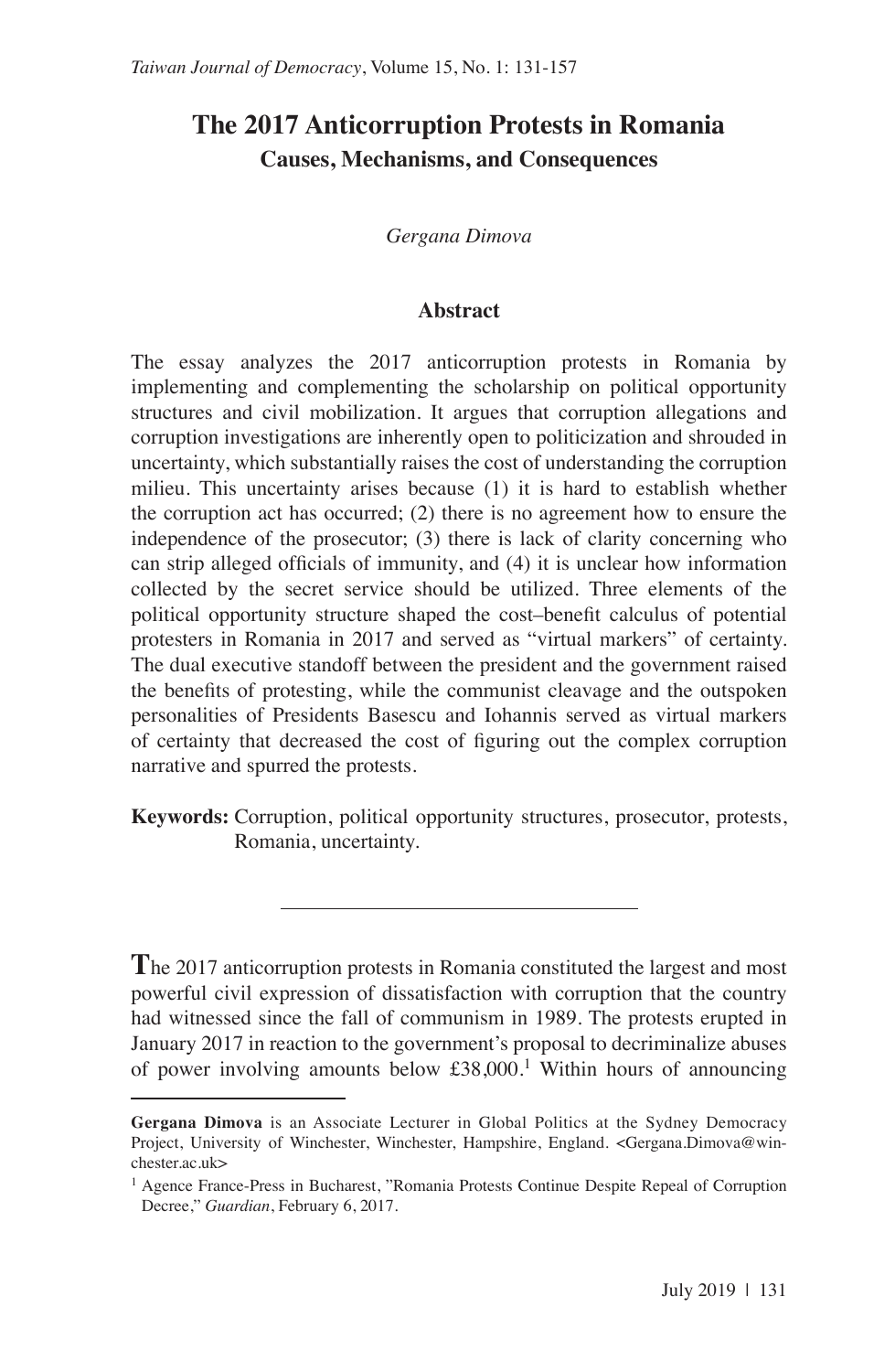# The 2017 Anticorruption Protests in Romania
## Causes, Mechanisms, and Consequences

*Gergana Dimova*

### Abstract

The essay analyzes the 2017 anticorruption protests in Romania by implementing and complementing the scholarship on political opportunity structures and civil mobilization. It argues that corruption allegations and corruption investigations are inherently open to politicization and shrouded in uncertainty, which substantially raises the cost of understanding the corruption milieu. This uncertainty arises because (1) it is hard to establish whether the corruption act has occurred; (2) there is no agreement how to ensure the independence of the prosecutor; (3) there is lack of clarity concerning who can strip alleged officials of immunity, and (4) it is unclear how information collected by the secret service should be utilized. Three elements of the political opportunity structure shaped the cost–benefit calculus of potential protesters in Romania in 2017 and served as "virtual markers" of certainty. The dual executive standoff between the president and the government raised the benefits of protesting, while the communist cleavage and the outspoken personalities of Presidents Basescu and Iohannis served as virtual markers of certainty that decreased the cost of figuring out the complex corruption narrative and spurred the protests.

**Keywords:** Corruption, political opportunity structures, prosecutor, protests, Romania, uncertainty.

---

**T**he 2017 anticorruption protests in Romania constituted the largest and most powerful civil expression of dissatisfaction with corruption that the country had witnessed since the fall of communism in 1989. The protests erupted in January 2017 in reaction to the government's proposal to decriminalize abuses of power involving amounts below £38,000.[1] Within hours of announcing

---

**Gergana Dimova** is an Associate Lecturer in Global Politics at the Sydney Democracy Project, University of Winchester, Winchester, Hampshire, England. <Gergana.Dimova@winchester.ac.uk>

[1] Agence France-Press in Bucharest, "Romania Protests Continue Despite Repeal of Corruption Decree," *Guardian*, February 6, 2017.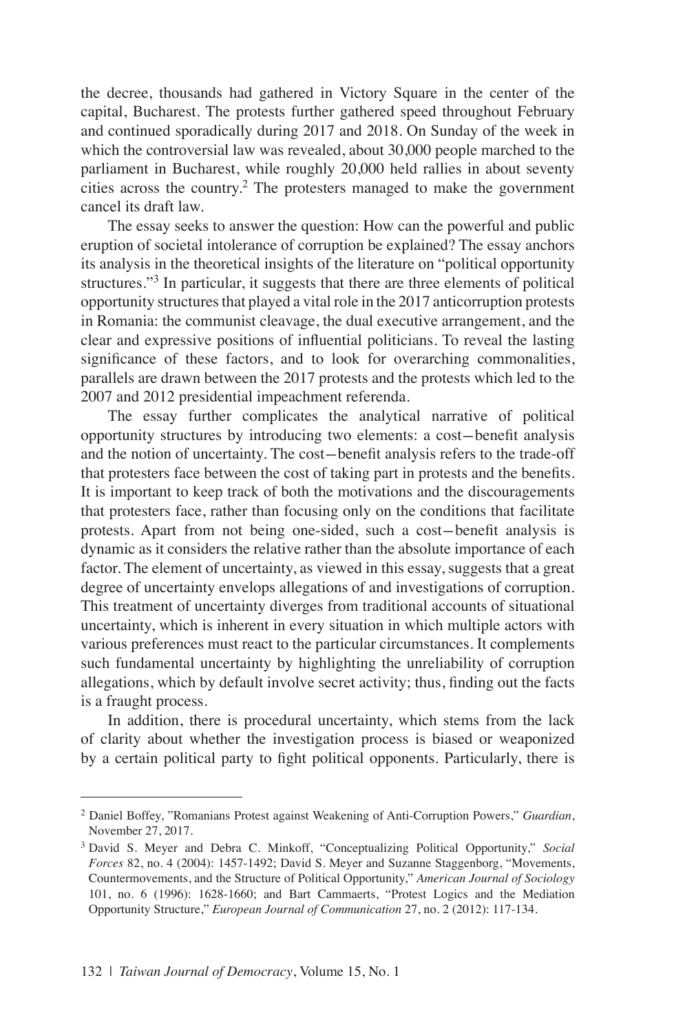the decree, thousands had gathered in Victory Square in the center of the capital, Bucharest. The protests further gathered speed throughout February and continued sporadically during 2017 and 2018. On Sunday of the week in which the controversial law was revealed, about 30,000 people marched to the parliament in Bucharest, while roughly 20,000 held rallies in about seventy cities across the country.[2] The protesters managed to make the government cancel its draft law.

The essay seeks to answer the question: How can the powerful and public eruption of societal intolerance of corruption be explained? The essay anchors its analysis in the theoretical insights of the literature on "political opportunity structures."[3] In particular, it suggests that there are three elements of political opportunity structures that played a vital role in the 2017 anticorruption protests in Romania: the communist cleavage, the dual executive arrangement, and the clear and expressive positions of influential politicians. To reveal the lasting significance of these factors, and to look for overarching commonalities, parallels are drawn between the 2017 protests and the protests which led to the 2007 and 2012 presidential impeachment referenda.

The essay further complicates the analytical narrative of political opportunity structures by introducing two elements: a cost—benefit analysis and the notion of uncertainty. The cost—benefit analysis refers to the trade-off that protesters face between the cost of taking part in protests and the benefits. It is important to keep track of both the motivations and the discouragements that protesters face, rather than focusing only on the conditions that facilitate protests. Apart from not being one-sided, such a cost—benefit analysis is dynamic as it considers the relative rather than the absolute importance of each factor. The element of uncertainty, as viewed in this essay, suggests that a great degree of uncertainty envelops allegations of and investigations of corruption. This treatment of uncertainty diverges from traditional accounts of situational uncertainty, which is inherent in every situation in which multiple actors with various preferences must react to the particular circumstances. It complements such fundamental uncertainty by highlighting the unreliability of corruption allegations, which by default involve secret activity; thus, finding out the facts is a fraught process.

In addition, there is procedural uncertainty, which stems from the lack of clarity about whether the investigation process is biased or weaponized by a certain political party to fight political opponents. Particularly, there is

---

[2] Daniel Boffey, "Romanians Protest against Weakening of Anti-Corruption Powers," *Guardian*, November 27, 2017.

[3] David S. Meyer and Debra C. Minkoff, "Conceptualizing Political Opportunity," *Social Forces* 82, no. 4 (2004): 1457-1492; David S. Meyer and Suzanne Staggenborg, "Movements, Countermovements, and the Structure of Political Opportunity," *American Journal of Sociology* 101, no. 6 (1996): 1628-1660; and Bart Cammaerts, "Protest Logics and the Mediation Opportunity Structure," *European Journal of Communication* 27, no. 2 (2012): 117-134.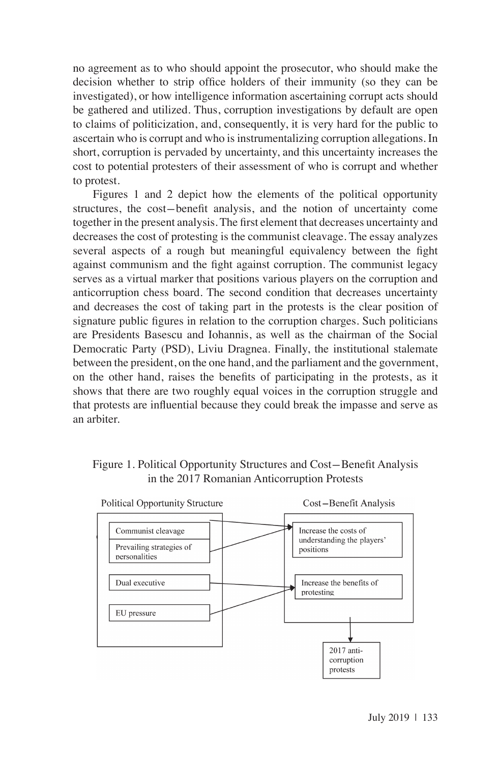no agreement as to who should appoint the prosecutor, who should make the decision whether to strip office holders of their immunity (so they can be investigated), or how intelligence information ascertaining corrupt acts should be gathered and utilized. Thus, corruption investigations by default are open to claims of politicization, and, consequently, it is very hard for the public to ascertain who is corrupt and who is instrumentalizing corruption allegations. In short, corruption is pervaded by uncertainty, and this uncertainty increases the cost to potential protesters of their assessment of who is corrupt and whether to protest.

Figures 1 and 2 depict how the elements of the political opportunity structures, the cost—benefit analysis, and the notion of uncertainty come together in the present analysis. The first element that decreases uncertainty and decreases the cost of protesting is the communist cleavage. The essay analyzes several aspects of a rough but meaningful equivalency between the fight against communism and the fight against corruption. The communist legacy serves as a virtual marker that positions various players on the corruption and anticorruption chess board. The second condition that decreases uncertainty and decreases the cost of taking part in the protests is the clear position of signature public figures in relation to the corruption charges. Such politicians are Presidents Basescu and Iohannis, as well as the chairman of the Social Democratic Party (PSD), Liviu Dragnea. Finally, the institutional stalemate between the president, on the one hand, and the parliament and the government, on the other hand, raises the benefits of participating in the protests, as it shows that there are two roughly equal voices in the corruption struggle and that protests are influential because they could break the impasse and serve as an arbiter.

Figure 1. Political Opportunity Structures and Cost—Benefit Analysis in the 2017 Romanian Anticorruption Protests

Political Opportunity Structure: Communist cleavage; Prevailing strategies of personalities; Dual executive; EU pressure

Cost—Benefit Analysis: Increase the costs of understanding the players' positions; Increase the benefits of protesting

2017 anti-corruption protests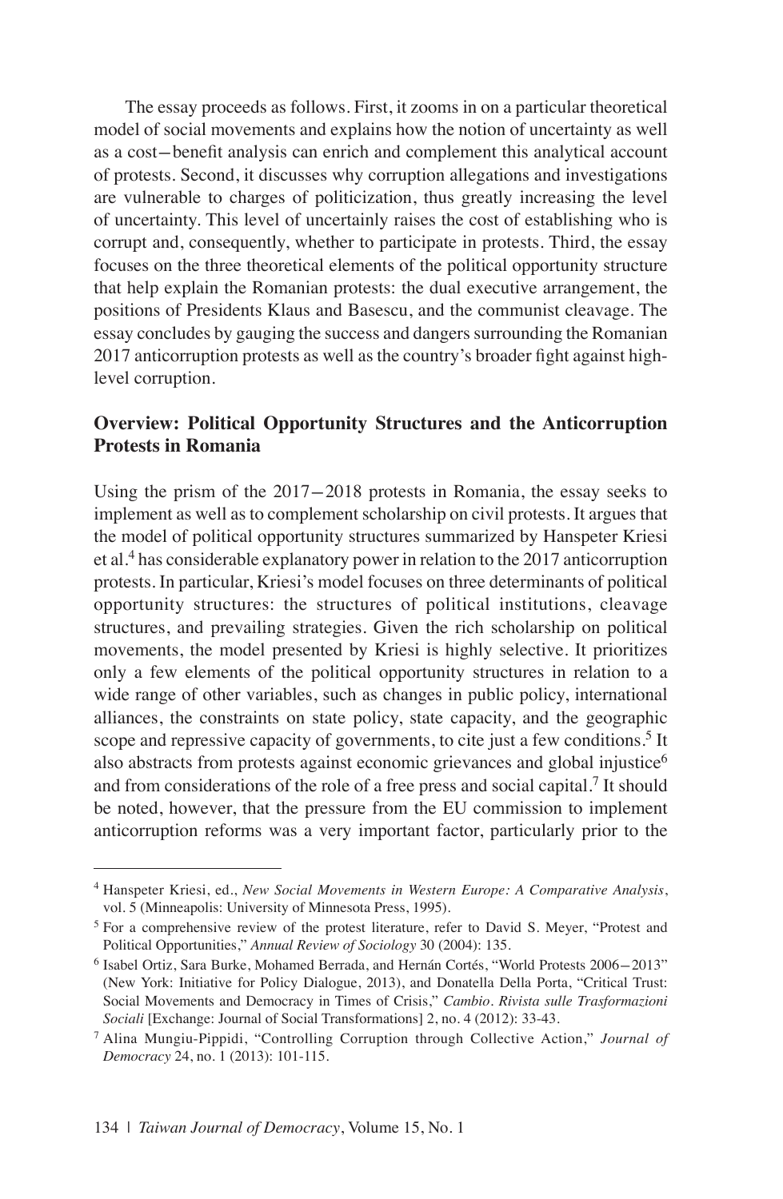The essay proceeds as follows. First, it zooms in on a particular theoretical model of social movements and explains how the notion of uncertainty as well as a cost−benefit analysis can enrich and complement this analytical account of protests. Second, it discusses why corruption allegations and investigations are vulnerable to charges of politicization, thus greatly increasing the level of uncertainty. This level of uncertainly raises the cost of establishing who is corrupt and, consequently, whether to participate in protests. Third, the essay focuses on the three theoretical elements of the political opportunity structure that help explain the Romanian protests: the dual executive arrangement, the positions of Presidents Klaus and Basescu, and the communist cleavage. The essay concludes by gauging the success and dangers surrounding the Romanian 2017 anticorruption protests as well as the country's broader fight against high-level corruption.

## Overview: Political Opportunity Structures and the Anticorruption Protests in Romania

Using the prism of the 2017−2018 protests in Romania, the essay seeks to implement as well as to complement scholarship on civil protests. It argues that the model of political opportunity structures summarized by Hanspeter Kriesi et al.[4] has considerable explanatory power in relation to the 2017 anticorruption protests. In particular, Kriesi's model focuses on three determinants of political opportunity structures: the structures of political institutions, cleavage structures, and prevailing strategies. Given the rich scholarship on political movements, the model presented by Kriesi is highly selective. It prioritizes only a few elements of the political opportunity structures in relation to a wide range of other variables, such as changes in public policy, international alliances, the constraints on state policy, state capacity, and the geographic scope and repressive capacity of governments, to cite just a few conditions.[5] It also abstracts from protests against economic grievances and global injustice[6] and from considerations of the role of a free press and social capital.[7] It should be noted, however, that the pressure from the EU commission to implement anticorruption reforms was a very important factor, particularly prior to the

[4] Hanspeter Kriesi, ed., *New Social Movements in Western Europe: A Comparative Analysis*, vol. 5 (Minneapolis: University of Minnesota Press, 1995).

[5] For a comprehensive review of the protest literature, refer to David S. Meyer, "Protest and Political Opportunities," *Annual Review of Sociology* 30 (2004): 135.

[6] Isabel Ortiz, Sara Burke, Mohamed Berrada, and Hernán Cortés, "World Protests 2006−2013" (New York: Initiative for Policy Dialogue, 2013), and Donatella Della Porta, "Critical Trust: Social Movements and Democracy in Times of Crisis," *Cambio. Rivista sulle Trasformazioni Sociali* [Exchange: Journal of Social Transformations] 2, no. 4 (2012): 33-43.

[7] Alina Mungiu-Pippidi, "Controlling Corruption through Collective Action," *Journal of Democracy* 24, no. 1 (2013): 101-115.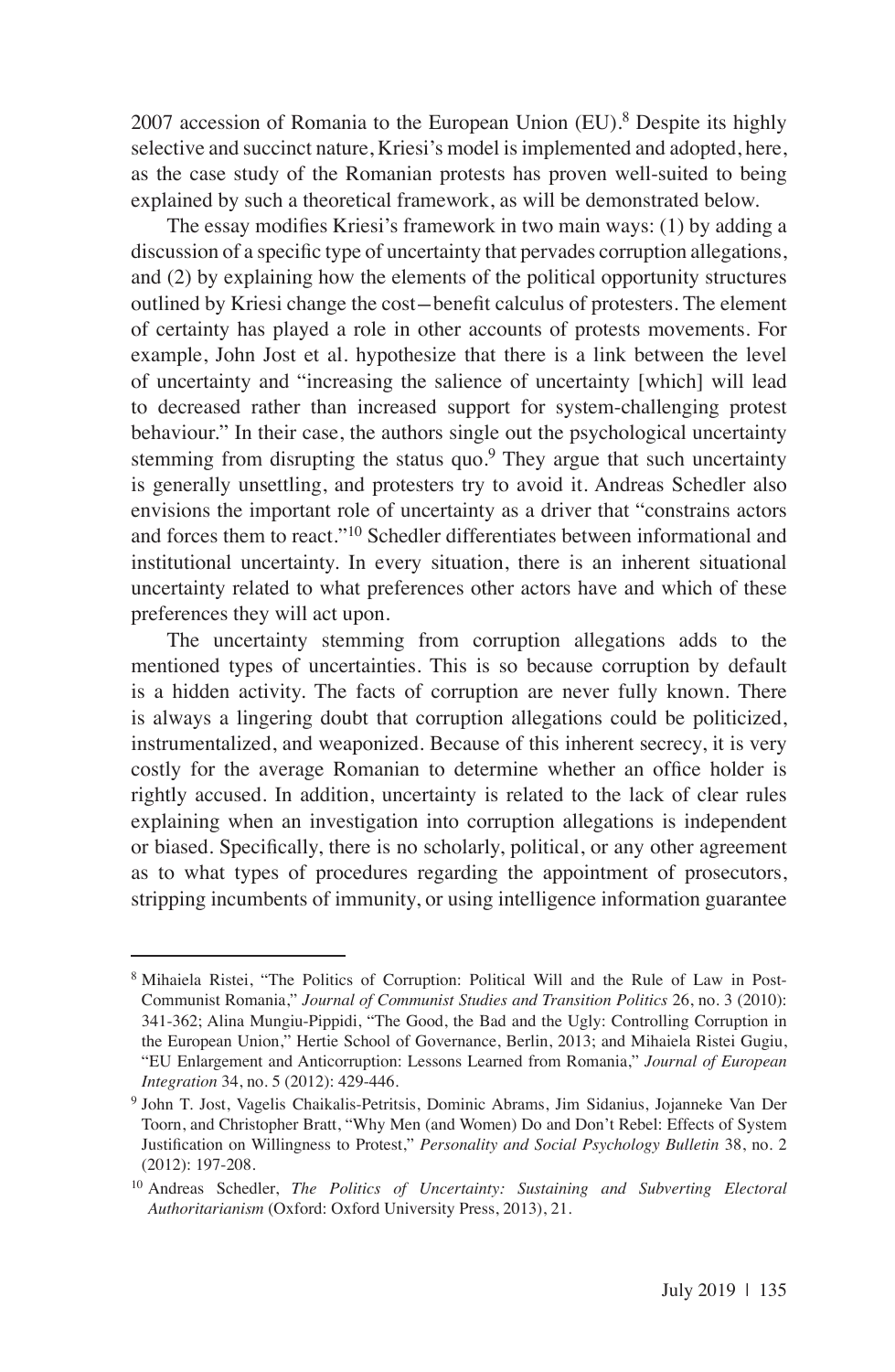2007 accession of Romania to the European Union (EU).[8] Despite its highly selective and succinct nature, Kriesi's model is implemented and adopted, here, as the case study of the Romanian protests has proven well-suited to being explained by such a theoretical framework, as will be demonstrated below.

The essay modifies Kriesi's framework in two main ways: (1) by adding a discussion of a specific type of uncertainty that pervades corruption allegations, and (2) by explaining how the elements of the political opportunity structures outlined by Kriesi change the cost–benefit calculus of protesters. The element of certainty has played a role in other accounts of protests movements. For example, John Jost et al. hypothesize that there is a link between the level of uncertainty and "increasing the salience of uncertainty [which] will lead to decreased rather than increased support for system-challenging protest behaviour." In their case, the authors single out the psychological uncertainty stemming from disrupting the status quo.[9] They argue that such uncertainty is generally unsettling, and protesters try to avoid it. Andreas Schedler also envisions the important role of uncertainty as a driver that "constrains actors and forces them to react."[10] Schedler differentiates between informational and institutional uncertainty. In every situation, there is an inherent situational uncertainty related to what preferences other actors have and which of these preferences they will act upon.

The uncertainty stemming from corruption allegations adds to the mentioned types of uncertainties. This is so because corruption by default is a hidden activity. The facts of corruption are never fully known. There is always a lingering doubt that corruption allegations could be politicized, instrumentalized, and weaponized. Because of this inherent secrecy, it is very costly for the average Romanian to determine whether an office holder is rightly accused. In addition, uncertainty is related to the lack of clear rules explaining when an investigation into corruption allegations is independent or biased. Specifically, there is no scholarly, political, or any other agreement as to what types of procedures regarding the appointment of prosecutors, stripping incumbents of immunity, or using intelligence information guarantee

---

[8] Mihaiela Ristei, "The Politics of Corruption: Political Will and the Rule of Law in Post-Communist Romania," *Journal of Communist Studies and Transition Politics* 26, no. 3 (2010): 341-362; Alina Mungiu-Pippidi, "The Good, the Bad and the Ugly: Controlling Corruption in the European Union," Hertie School of Governance, Berlin, 2013; and Mihaiela Ristei Gugiu, "EU Enlargement and Anticorruption: Lessons Learned from Romania," *Journal of European Integration* 34, no. 5 (2012): 429-446.

[9] John T. Jost, Vagelis Chaikalis-Petritsis, Dominic Abrams, Jim Sidanius, Jojanneke Van Der Toorn, and Christopher Bratt, "Why Men (and Women) Do and Don't Rebel: Effects of System Justification on Willingness to Protest," *Personality and Social Psychology Bulletin* 38, no. 2 (2012): 197-208.

[10] Andreas Schedler, *The Politics of Uncertainty: Sustaining and Subverting Electoral Authoritarianism* (Oxford: Oxford University Press, 2013), 21.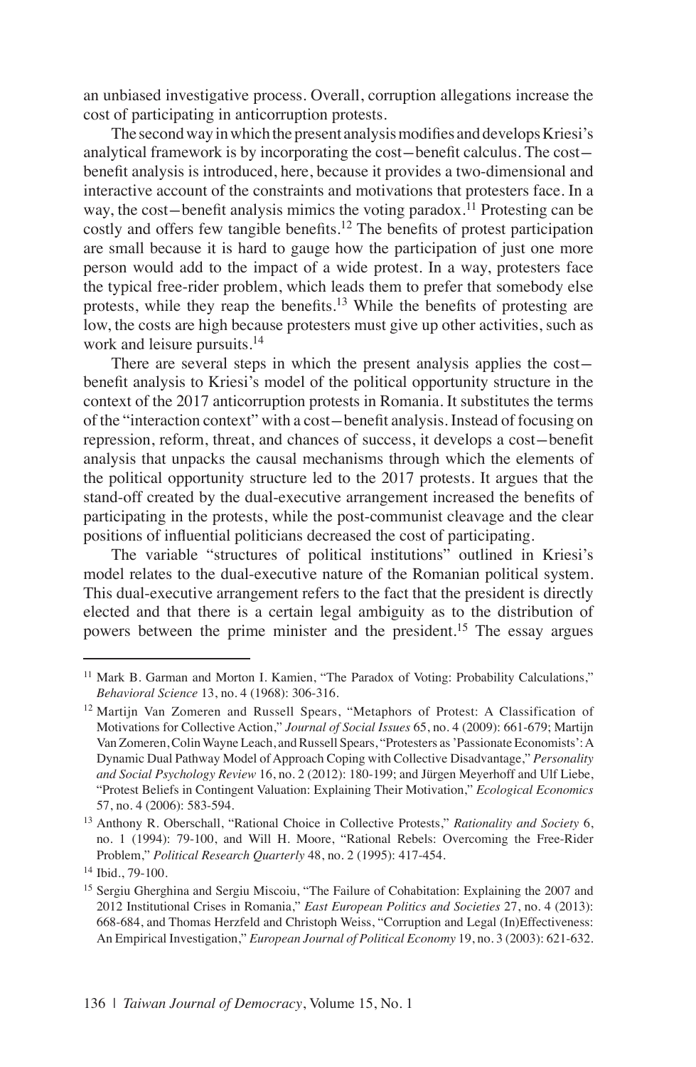an unbiased investigative process. Overall, corruption allegations increase the cost of participating in anticorruption protests.

The second way in which the present analysis modifies and develops Kriesi's analytical framework is by incorporating the cost—benefit calculus. The cost—benefit analysis is introduced, here, because it provides a two-dimensional and interactive account of the constraints and motivations that protesters face. In a way, the cost—benefit analysis mimics the voting paradox.[11] Protesting can be costly and offers few tangible benefits.[12] The benefits of protest participation are small because it is hard to gauge how the participation of just one more person would add to the impact of a wide protest. In a way, protesters face the typical free-rider problem, which leads them to prefer that somebody else protests, while they reap the benefits.[13] While the benefits of protesting are low, the costs are high because protesters must give up other activities, such as work and leisure pursuits.[14]

There are several steps in which the present analysis applies the cost—benefit analysis to Kriesi's model of the political opportunity structure in the context of the 2017 anticorruption protests in Romania. It substitutes the terms of the "interaction context" with a cost—benefit analysis. Instead of focusing on repression, reform, threat, and chances of success, it develops a cost—benefit analysis that unpacks the causal mechanisms through which the elements of the political opportunity structure led to the 2017 protests. It argues that the stand-off created by the dual-executive arrangement increased the benefits of participating in the protests, while the post-communist cleavage and the clear positions of influential politicians decreased the cost of participating.

The variable "structures of political institutions" outlined in Kriesi's model relates to the dual-executive nature of the Romanian political system. This dual-executive arrangement refers to the fact that the president is directly elected and that there is a certain legal ambiguity as to the distribution of powers between the prime minister and the president.[15] The essay argues

---

[11] Mark B. Garman and Morton I. Kamien, "The Paradox of Voting: Probability Calculations," *Behavioral Science* 13, no. 4 (1968): 306-316.

[12] Martijn Van Zomeren and Russell Spears, "Metaphors of Protest: A Classification of Motivations for Collective Action," *Journal of Social Issues* 65, no. 4 (2009): 661-679; Martijn Van Zomeren, Colin Wayne Leach, and Russell Spears, "Protesters as 'Passionate Economists': A Dynamic Dual Pathway Model of Approach Coping with Collective Disadvantage," *Personality and Social Psychology Review* 16, no. 2 (2012): 180-199; and Jürgen Meyerhoff and Ulf Liebe, "Protest Beliefs in Contingent Valuation: Explaining Their Motivation," *Ecological Economics* 57, no. 4 (2006): 583-594.

[13] Anthony R. Oberschall, "Rational Choice in Collective Protests," *Rationality and Society* 6, no. 1 (1994): 79-100, and Will H. Moore, "Rational Rebels: Overcoming the Free-Rider Problem," *Political Research Quarterly* 48, no. 2 (1995): 417-454.

[14] Ibid., 79-100.

[15] Sergiu Gherghina and Sergiu Miscoiu, "The Failure of Cohabitation: Explaining the 2007 and 2012 Institutional Crises in Romania," *East European Politics and Societies* 27, no. 4 (2013): 668-684, and Thomas Herzfeld and Christoph Weiss, "Corruption and Legal (In)Effectiveness: An Empirical Investigation," *European Journal of Political Economy* 19, no. 3 (2003): 621-632.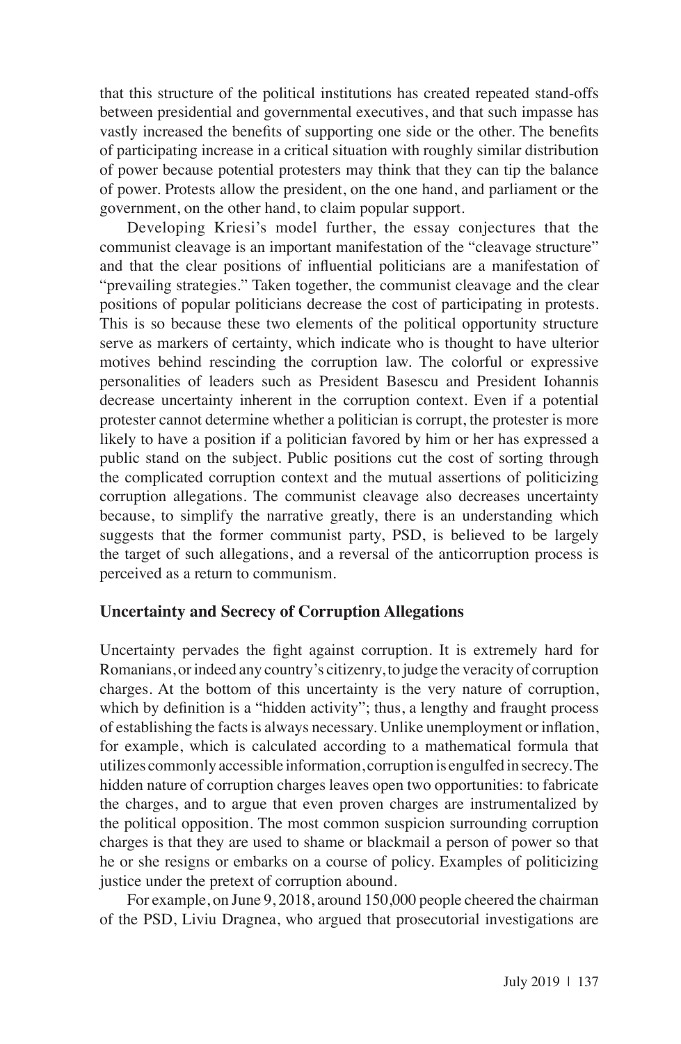that this structure of the political institutions has created repeated stand-offs between presidential and governmental executives, and that such impasse has vastly increased the benefits of supporting one side or the other. The benefits of participating increase in a critical situation with roughly similar distribution of power because potential protesters may think that they can tip the balance of power. Protests allow the president, on the one hand, and parliament or the government, on the other hand, to claim popular support.

Developing Kriesi's model further, the essay conjectures that the communist cleavage is an important manifestation of the "cleavage structure" and that the clear positions of influential politicians are a manifestation of "prevailing strategies." Taken together, the communist cleavage and the clear positions of popular politicians decrease the cost of participating in protests. This is so because these two elements of the political opportunity structure serve as markers of certainty, which indicate who is thought to have ulterior motives behind rescinding the corruption law. The colorful or expressive personalities of leaders such as President Basescu and President Iohannis decrease uncertainty inherent in the corruption context. Even if a potential protester cannot determine whether a politician is corrupt, the protester is more likely to have a position if a politician favored by him or her has expressed a public stand on the subject. Public positions cut the cost of sorting through the complicated corruption context and the mutual assertions of politicizing corruption allegations. The communist cleavage also decreases uncertainty because, to simplify the narrative greatly, there is an understanding which suggests that the former communist party, PSD, is believed to be largely the target of such allegations, and a reversal of the anticorruption process is perceived as a return to communism.

## Uncertainty and Secrecy of Corruption Allegations

Uncertainty pervades the fight against corruption. It is extremely hard for Romanians, or indeed any country's citizenry, to judge the veracity of corruption charges. At the bottom of this uncertainty is the very nature of corruption, which by definition is a "hidden activity"; thus, a lengthy and fraught process of establishing the facts is always necessary. Unlike unemployment or inflation, for example, which is calculated according to a mathematical formula that utilizes commonly accessible information, corruption is engulfed in secrecy. The hidden nature of corruption charges leaves open two opportunities: to fabricate the charges, and to argue that even proven charges are instrumentalized by the political opposition. The most common suspicion surrounding corruption charges is that they are used to shame or blackmail a person of power so that he or she resigns or embarks on a course of policy. Examples of politicizing justice under the pretext of corruption abound.

For example, on June 9, 2018, around 150,000 people cheered the chairman of the PSD, Liviu Dragnea, who argued that prosecutorial investigations are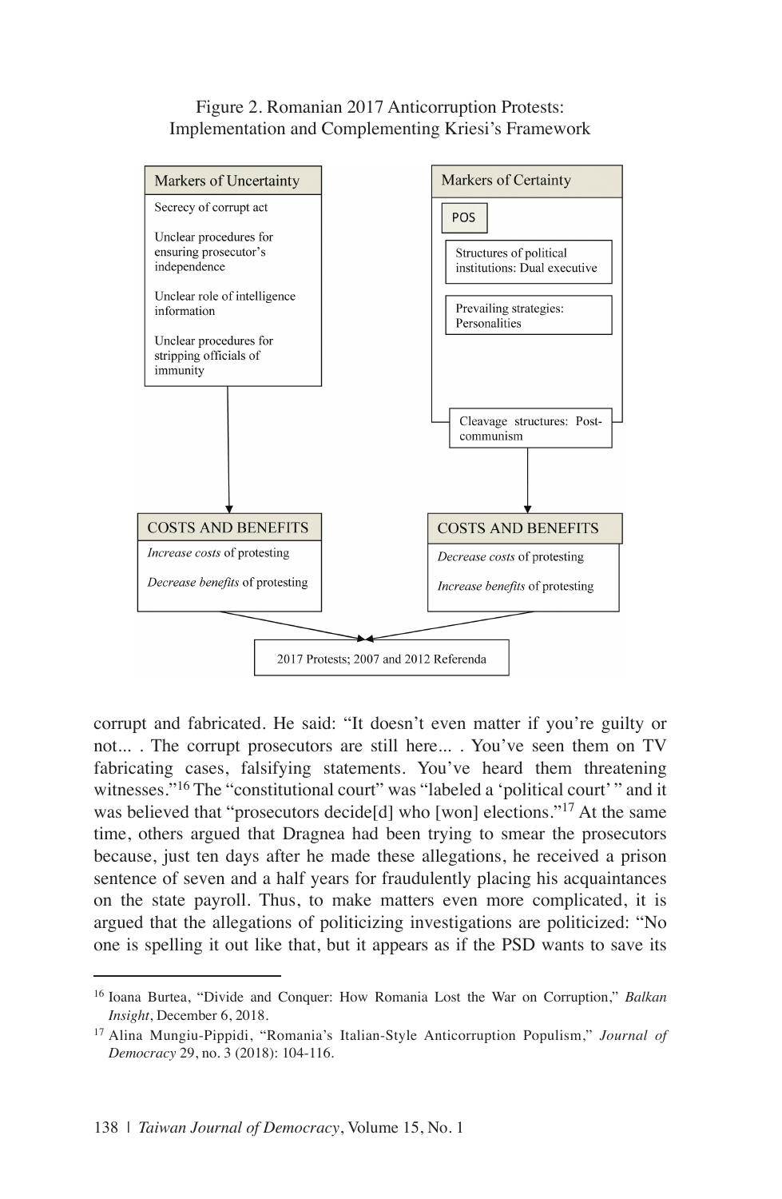Figure 2. Romanian 2017 Anticorruption Protests: Implementation and Complementing Kriesi's Framework

**Markers of Uncertainty**

- Secrecy of corrupt act
- Unclear procedures for ensuring prosecutor's independence
- Unclear role of intelligence information
- Unclear procedures for stripping officials of immunity

↓

**COSTS AND BENEFITS**

- *Increase costs* of protesting
- *Decrease benefits* of protesting

**Markers of Certainty**

- POS
  - Structures of political institutions: Dual executive
  - Prevailing strategies: Personalities
- Cleavage structures: Post-communism

↓

**COSTS AND BENEFITS**

- *Decrease costs* of protesting
- *Increase benefits* of protesting

↓

2017 Protests; 2007 and 2012 Referenda

corrupt and fabricated. He said: "It doesn't even matter if you're guilty or not... . The corrupt prosecutors are still here... . You've seen them on TV fabricating cases, falsifying statements. You've heard them threatening witnesses."[16] The "constitutional court" was "labeled a 'political court' " and it was believed that "prosecutors decide[d] who [won] elections."[17] At the same time, others argued that Dragnea had been trying to smear the prosecutors because, just ten days after he made these allegations, he received a prison sentence of seven and a half years for fraudulently placing his acquaintances on the state payroll. Thus, to make matters even more complicated, it is argued that the allegations of politicizing investigations are politicized: "No one is spelling it out like that, but it appears as if the PSD wants to save its

[16] Ioana Burtea, "Divide and Conquer: How Romania Lost the War on Corruption," *Balkan Insight*, December 6, 2018.

[17] Alina Mungiu-Pippidi, "Romania's Italian-Style Anticorruption Populism," *Journal of Democracy* 29, no. 3 (2018): 104-116.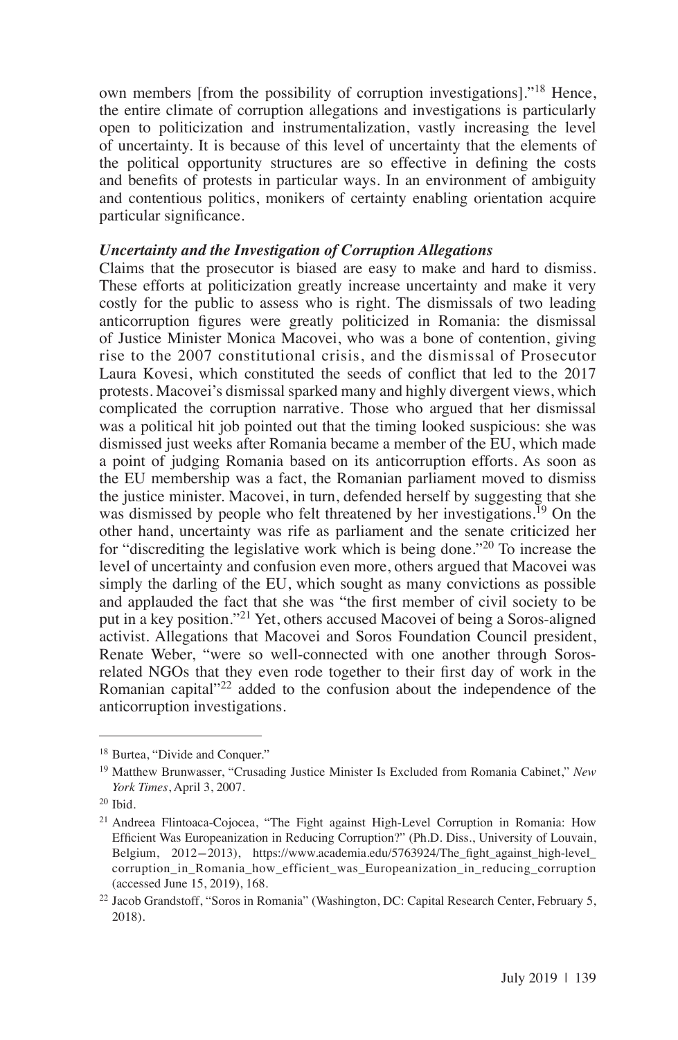own members [from the possibility of corruption investigations]."[18] Hence, the entire climate of corruption allegations and investigations is particularly open to politicization and instrumentalization, vastly increasing the level of uncertainty. It is because of this level of uncertainty that the elements of the political opportunity structures are so effective in defining the costs and benefits of protests in particular ways. In an environment of ambiguity and contentious politics, monikers of certainty enabling orientation acquire particular significance.

### *Uncertainty and the Investigation of Corruption Allegations*

Claims that the prosecutor is biased are easy to make and hard to dismiss. These efforts at politicization greatly increase uncertainty and make it very costly for the public to assess who is right. The dismissals of two leading anticorruption figures were greatly politicized in Romania: the dismissal of Justice Minister Monica Macovei, who was a bone of contention, giving rise to the 2007 constitutional crisis, and the dismissal of Prosecutor Laura Kovesi, which constituted the seeds of conflict that led to the 2017 protests. Macovei's dismissal sparked many and highly divergent views, which complicated the corruption narrative. Those who argued that her dismissal was a political hit job pointed out that the timing looked suspicious: she was dismissed just weeks after Romania became a member of the EU, which made a point of judging Romania based on its anticorruption efforts. As soon as the EU membership was a fact, the Romanian parliament moved to dismiss the justice minister. Macovei, in turn, defended herself by suggesting that she was dismissed by people who felt threatened by her investigations.[19] On the other hand, uncertainty was rife as parliament and the senate criticized her for "discrediting the legislative work which is being done."[20] To increase the level of uncertainty and confusion even more, others argued that Macovei was simply the darling of the EU, which sought as many convictions as possible and applauded the fact that she was "the first member of civil society to be put in a key position."[21] Yet, others accused Macovei of being a Soros-aligned activist. Allegations that Macovei and Soros Foundation Council president, Renate Weber, "were so well-connected with one another through Soros-related NGOs that they even rode together to their first day of work in the Romanian capital"[22] added to the confusion about the independence of the anticorruption investigations.

---

[18] Burtea, "Divide and Conquer."

[19] Matthew Brunwasser, "Crusading Justice Minister Is Excluded from Romania Cabinet," *New York Times*, April 3, 2007.

[20] Ibid.

[21] Andreea Flintoaca-Cojocea, "The Fight against High-Level Corruption in Romania: How Efficient Was Europeanization in Reducing Corruption?" (Ph.D. Diss., University of Louvain, Belgium, 2012–2013), https://www.academia.edu/5763924/The_fight_against_high-level_corruption_in_Romania_how_efficient_was_Europeanization_in_reducing_corruption (accessed June 15, 2019), 168.

[22] Jacob Grandstoff, "Soros in Romania" (Washington, DC: Capital Research Center, February 5, 2018).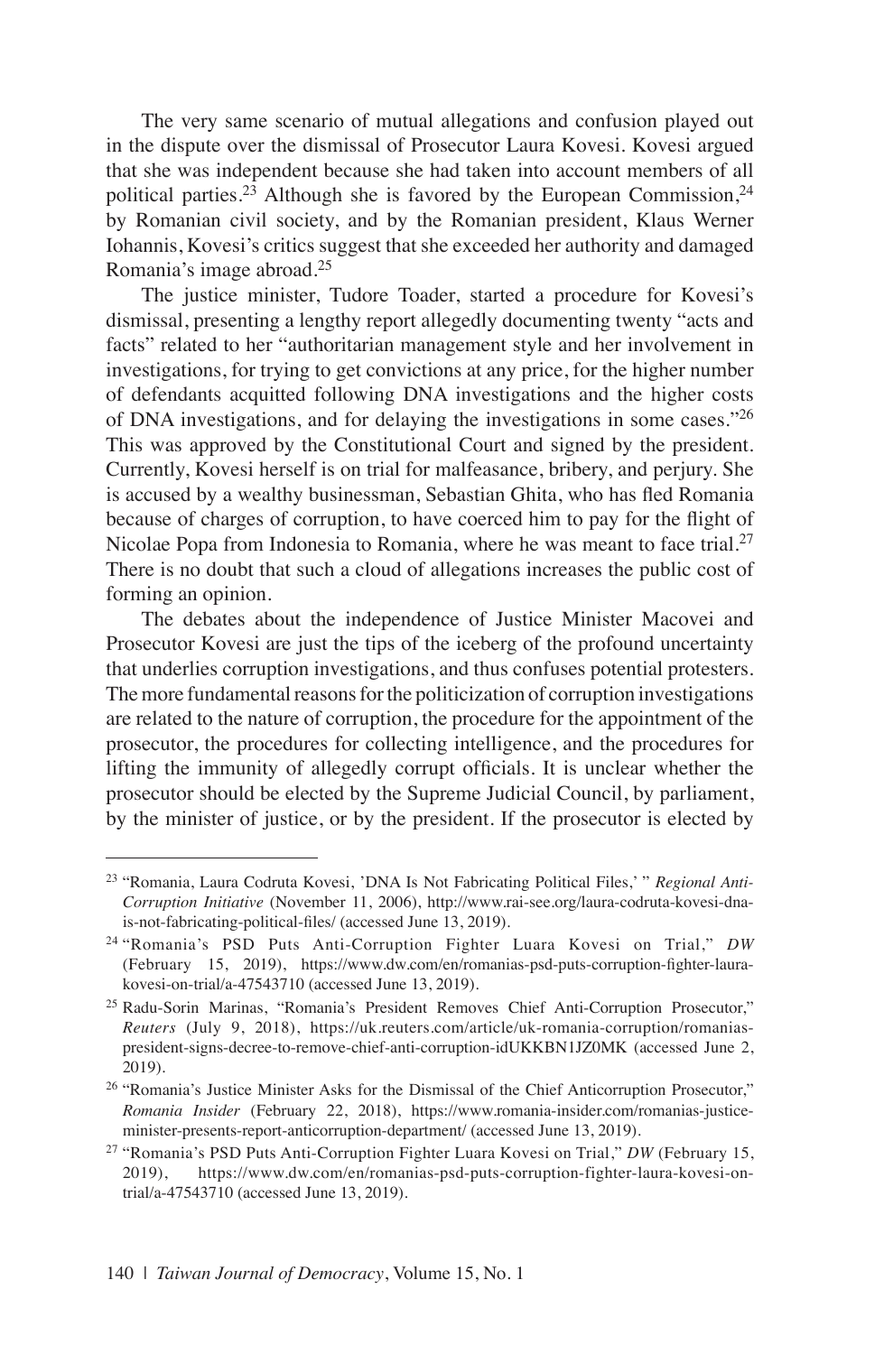The very same scenario of mutual allegations and confusion played out in the dispute over the dismissal of Prosecutor Laura Kovesi. Kovesi argued that she was independent because she had taken into account members of all political parties.[23] Although she is favored by the European Commission,[24] by Romanian civil society, and by the Romanian president, Klaus Werner Iohannis, Kovesi's critics suggest that she exceeded her authority and damaged Romania's image abroad.[25]

The justice minister, Tudore Toader, started a procedure for Kovesi's dismissal, presenting a lengthy report allegedly documenting twenty "acts and facts" related to her "authoritarian management style and her involvement in investigations, for trying to get convictions at any price, for the higher number of defendants acquitted following DNA investigations and the higher costs of DNA investigations, and for delaying the investigations in some cases."[26] This was approved by the Constitutional Court and signed by the president. Currently, Kovesi herself is on trial for malfeasance, bribery, and perjury. She is accused by a wealthy businessman, Sebastian Ghita, who has fled Romania because of charges of corruption, to have coerced him to pay for the flight of Nicolae Popa from Indonesia to Romania, where he was meant to face trial.[27] There is no doubt that such a cloud of allegations increases the public cost of forming an opinion.

The debates about the independence of Justice Minister Macovei and Prosecutor Kovesi are just the tips of the iceberg of the profound uncertainty that underlies corruption investigations, and thus confuses potential protesters. The more fundamental reasons for the politicization of corruption investigations are related to the nature of corruption, the procedure for the appointment of the prosecutor, the procedures for collecting intelligence, and the procedures for lifting the immunity of allegedly corrupt officials. It is unclear whether the prosecutor should be elected by the Supreme Judicial Council, by parliament, by the minister of justice, or by the president. If the prosecutor is elected by

---

[23] "Romania, Laura Codruta Kovesi, 'DNA Is Not Fabricating Political Files,' " *Regional Anti-Corruption Initiative* (November 11, 2006), http://www.rai-see.org/laura-codruta-kovesi-dna-is-not-fabricating-political-files/ (accessed June 13, 2019).

[24] "Romania's PSD Puts Anti-Corruption Fighter Luara Kovesi on Trial," *DW* (February 15, 2019), https://www.dw.com/en/romanias-psd-puts-corruption-fighter-laura-kovesi-on-trial/a-47543710 (accessed June 13, 2019).

[25] Radu-Sorin Marinas, "Romania's President Removes Chief Anti-Corruption Prosecutor," *Reuters* (July 9, 2018), https://uk.reuters.com/article/uk-romania-corruption/romanias-president-signs-decree-to-remove-chief-anti-corruption-idUKKBN1JZ0MK (accessed June 2, 2019).

[26] "Romania's Justice Minister Asks for the Dismissal of the Chief Anticorruption Prosecutor," *Romania Insider* (February 22, 2018), https://www.romania-insider.com/romanias-justice-minister-presents-report-anticorruption-department/ (accessed June 13, 2019).

[27] "Romania's PSD Puts Anti-Corruption Fighter Luara Kovesi on Trial," *DW* (February 15, 2019), https://www.dw.com/en/romanias-psd-puts-corruption-fighter-laura-kovesi-on-trial/a-47543710 (accessed June 13, 2019).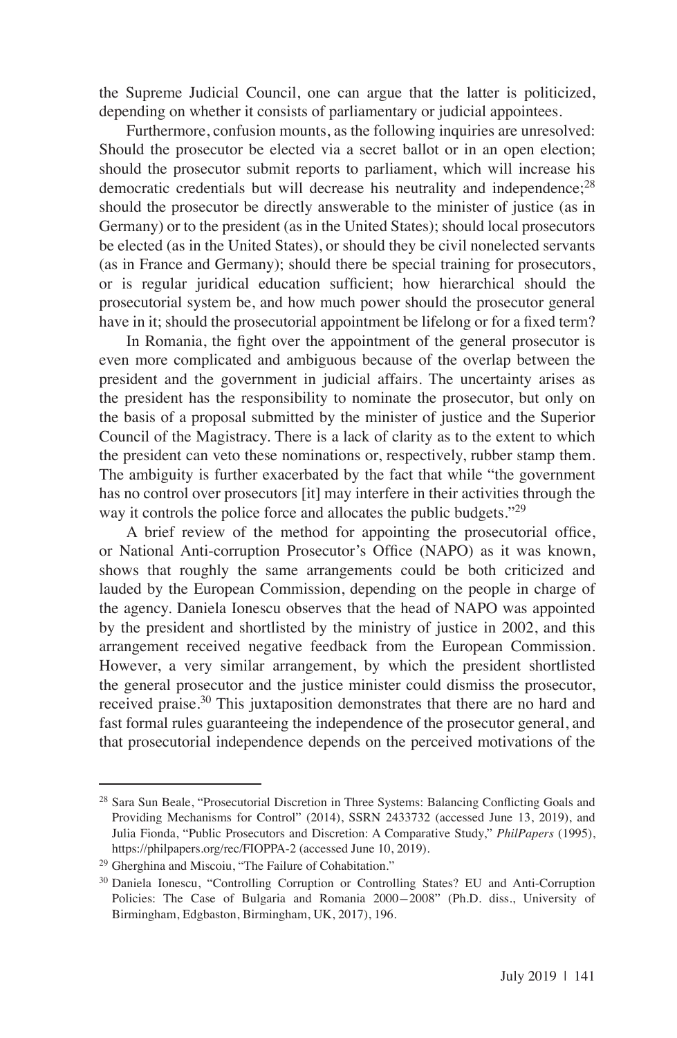the Supreme Judicial Council, one can argue that the latter is politicized, depending on whether it consists of parliamentary or judicial appointees.

Furthermore, confusion mounts, as the following inquiries are unresolved: Should the prosecutor be elected via a secret ballot or in an open election; should the prosecutor submit reports to parliament, which will increase his democratic credentials but will decrease his neutrality and independence;[28] should the prosecutor be directly answerable to the minister of justice (as in Germany) or to the president (as in the United States); should local prosecutors be elected (as in the United States), or should they be civil nonelected servants (as in France and Germany); should there be special training for prosecutors, or is regular juridical education sufficient; how hierarchical should the prosecutorial system be, and how much power should the prosecutor general have in it; should the prosecutorial appointment be lifelong or for a fixed term?

In Romania, the fight over the appointment of the general prosecutor is even more complicated and ambiguous because of the overlap between the president and the government in judicial affairs. The uncertainty arises as the president has the responsibility to nominate the prosecutor, but only on the basis of a proposal submitted by the minister of justice and the Superior Council of the Magistracy. There is a lack of clarity as to the extent to which the president can veto these nominations or, respectively, rubber stamp them. The ambiguity is further exacerbated by the fact that while "the government has no control over prosecutors [it] may interfere in their activities through the way it controls the police force and allocates the public budgets."[29]

A brief review of the method for appointing the prosecutorial office, or National Anti-corruption Prosecutor's Office (NAPO) as it was known, shows that roughly the same arrangements could be both criticized and lauded by the European Commission, depending on the people in charge of the agency. Daniela Ionescu observes that the head of NAPO was appointed by the president and shortlisted by the ministry of justice in 2002, and this arrangement received negative feedback from the European Commission. However, a very similar arrangement, by which the president shortlisted the general prosecutor and the justice minister could dismiss the prosecutor, received praise.[30] This juxtaposition demonstrates that there are no hard and fast formal rules guaranteeing the independence of the prosecutor general, and that prosecutorial independence depends on the perceived motivations of the

---

[28] Sara Sun Beale, "Prosecutorial Discretion in Three Systems: Balancing Conflicting Goals and Providing Mechanisms for Control" (2014), SSRN 2433732 (accessed June 13, 2019), and Julia Fionda, "Public Prosecutors and Discretion: A Comparative Study," *PhilPapers* (1995), https://philpapers.org/rec/FIOPPA-2 (accessed June 10, 2019).

[29] Gherghina and Miscoiu, "The Failure of Cohabitation."

[30] Daniela Ionescu, "Controlling Corruption or Controlling States? EU and Anti-Corruption Policies: The Case of Bulgaria and Romania 2000–2008" (Ph.D. diss., University of Birmingham, Edgbaston, Birmingham, UK, 2017), 196.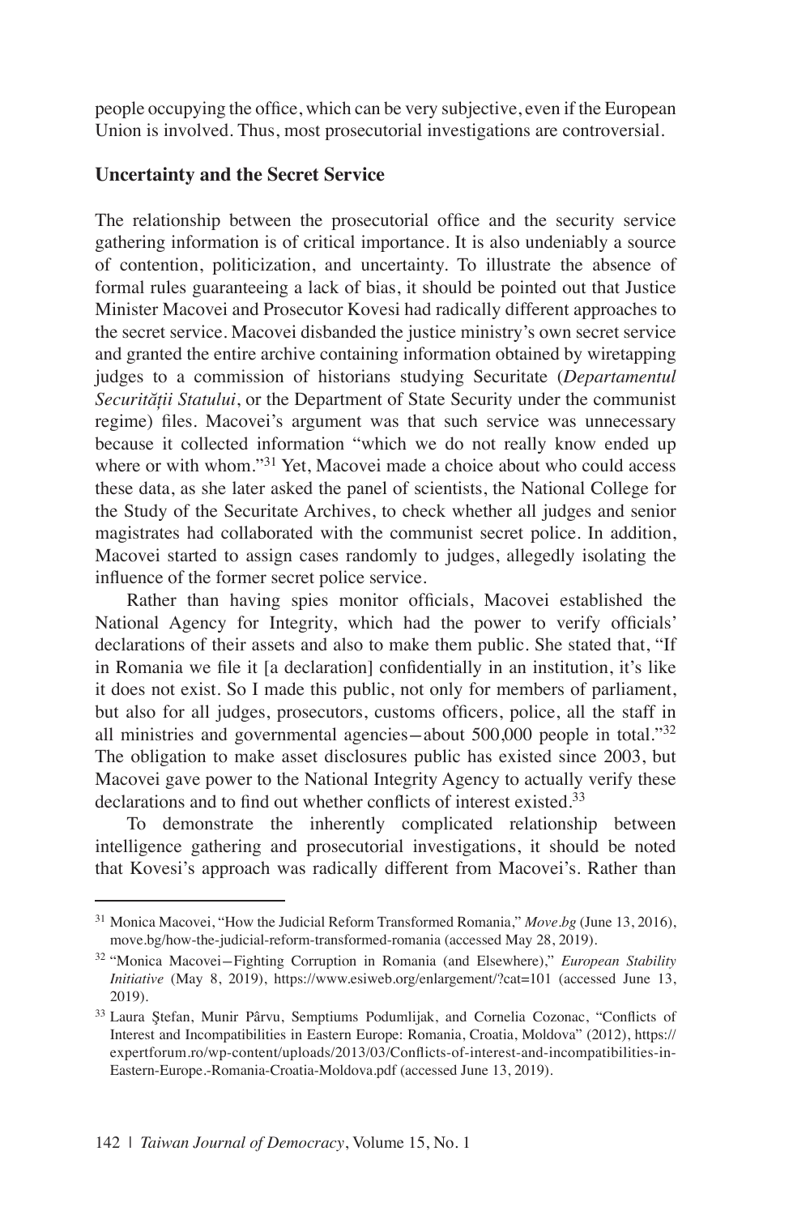people occupying the office, which can be very subjective, even if the European Union is involved. Thus, most prosecutorial investigations are controversial.

### Uncertainty and the Secret Service

The relationship between the prosecutorial office and the security service gathering information is of critical importance. It is also undeniably a source of contention, politicization, and uncertainty. To illustrate the absence of formal rules guaranteeing a lack of bias, it should be pointed out that Justice Minister Macovei and Prosecutor Kovesi had radically different approaches to the secret service. Macovei disbanded the justice ministry's own secret service and granted the entire archive containing information obtained by wiretapping judges to a commission of historians studying Securitate (*Departamentul Securității Statului*, or the Department of State Security under the communist regime) files. Macovei's argument was that such service was unnecessary because it collected information "which we do not really know ended up where or with whom."[31] Yet, Macovei made a choice about who could access these data, as she later asked the panel of scientists, the National College for the Study of the Securitate Archives, to check whether all judges and senior magistrates had collaborated with the communist secret police. In addition, Macovei started to assign cases randomly to judges, allegedly isolating the influence of the former secret police service.

Rather than having spies monitor officials, Macovei established the National Agency for Integrity, which had the power to verify officials' declarations of their assets and also to make them public. She stated that, "If in Romania we file it [a declaration] confidentially in an institution, it's like it does not exist. So I made this public, not only for members of parliament, but also for all judges, prosecutors, customs officers, police, all the staff in all ministries and governmental agencies—about 500,000 people in total."[32] The obligation to make asset disclosures public has existed since 2003, but Macovei gave power to the National Integrity Agency to actually verify these declarations and to find out whether conflicts of interest existed.[33]

To demonstrate the inherently complicated relationship between intelligence gathering and prosecutorial investigations, it should be noted that Kovesi's approach was radically different from Macovei's. Rather than

---

[31] Monica Macovei, "How the Judicial Reform Transformed Romania," *Move.bg* (June 13, 2016), move.bg/how-the-judicial-reform-transformed-romania (accessed May 28, 2019).

[32] "Monica Macovei—Fighting Corruption in Romania (and Elsewhere)," *European Stability Initiative* (May 8, 2019), https://www.esiweb.org/enlargement/?cat=101 (accessed June 13, 2019).

[33] Laura Ştefan, Munir Pârvu, Semptiums Podumlijak, and Cornelia Cozonac, "Conflicts of Interest and Incompatibilities in Eastern Europe: Romania, Croatia, Moldova" (2012), https://expertforum.ro/wp-content/uploads/2013/03/Conflicts-of-interest-and-incompatibilities-in-Eastern-Europe.-Romania-Croatia-Moldova.pdf (accessed June 13, 2019).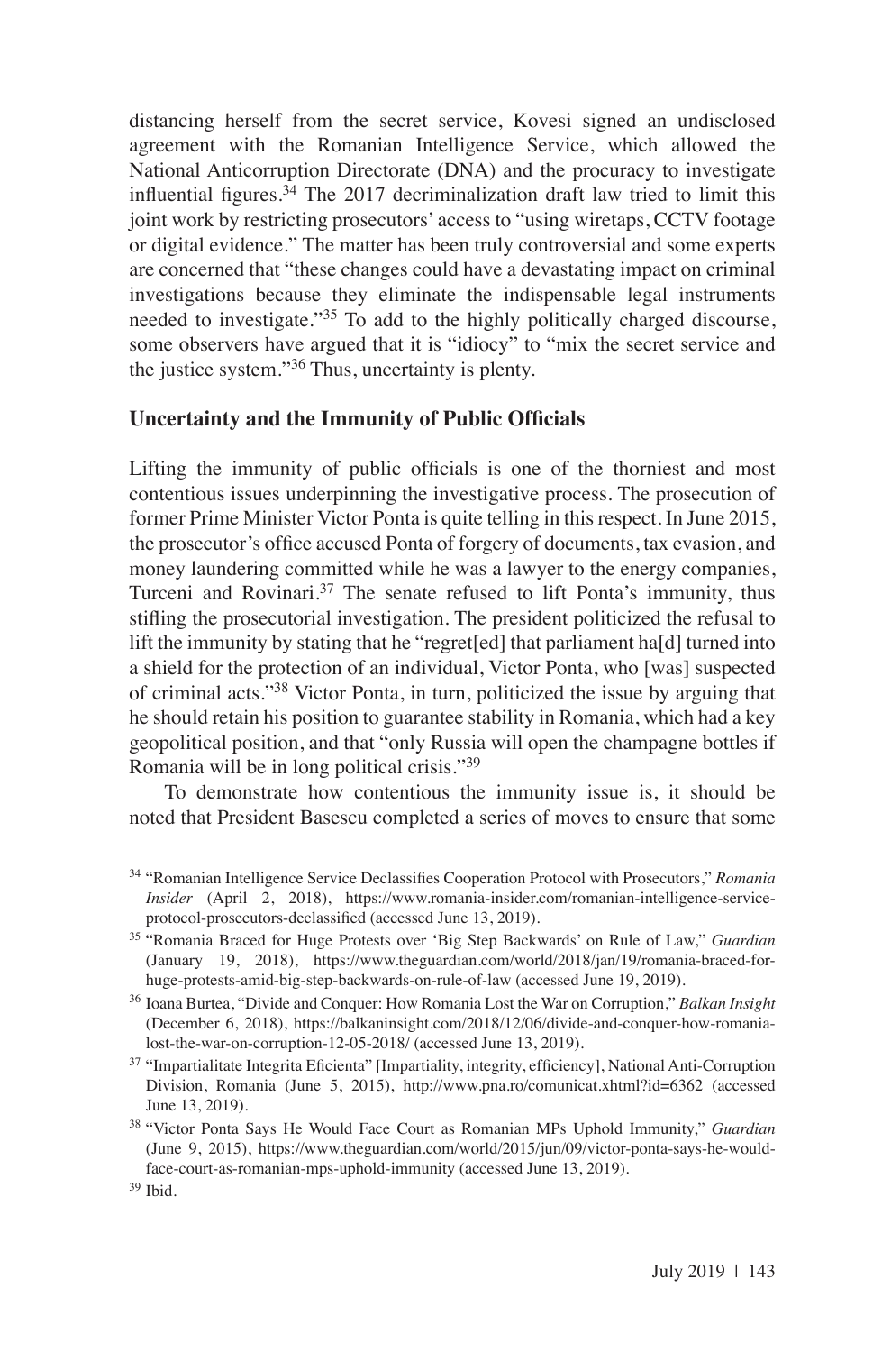distancing herself from the secret service, Kovesi signed an undisclosed agreement with the Romanian Intelligence Service, which allowed the National Anticorruption Directorate (DNA) and the procuracy to investigate influential figures.[34] The 2017 decriminalization draft law tried to limit this joint work by restricting prosecutors' access to "using wiretaps, CCTV footage or digital evidence." The matter has been truly controversial and some experts are concerned that "these changes could have a devastating impact on criminal investigations because they eliminate the indispensable legal instruments needed to investigate."[35] To add to the highly politically charged discourse, some observers have argued that it is "idiocy" to "mix the secret service and the justice system."[36] Thus, uncertainty is plenty.

### Uncertainty and the Immunity of Public Officials

Lifting the immunity of public officials is one of the thorniest and most contentious issues underpinning the investigative process. The prosecution of former Prime Minister Victor Ponta is quite telling in this respect. In June 2015, the prosecutor's office accused Ponta of forgery of documents, tax evasion, and money laundering committed while he was a lawyer to the energy companies, Turceni and Rovinari.[37] The senate refused to lift Ponta's immunity, thus stifling the prosecutorial investigation. The president politicized the refusal to lift the immunity by stating that he "regret[ed] that parliament ha[d] turned into a shield for the protection of an individual, Victor Ponta, who [was] suspected of criminal acts."[38] Victor Ponta, in turn, politicized the issue by arguing that he should retain his position to guarantee stability in Romania, which had a key geopolitical position, and that "only Russia will open the champagne bottles if Romania will be in long political crisis."[39]

To demonstrate how contentious the immunity issue is, it should be noted that President Basescu completed a series of moves to ensure that some

---

[34] "Romanian Intelligence Service Declassifies Cooperation Protocol with Prosecutors," *Romania Insider* (April 2, 2018), https://www.romania-insider.com/romanian-intelligence-service-protocol-prosecutors-declassified (accessed June 13, 2019).

[35] "Romania Braced for Huge Protests over 'Big Step Backwards' on Rule of Law," *Guardian* (January 19, 2018), https://www.theguardian.com/world/2018/jan/19/romania-braced-for-huge-protests-amid-big-step-backwards-on-rule-of-law (accessed June 19, 2019).

[36] Ioana Burtea, "Divide and Conquer: How Romania Lost the War on Corruption," *Balkan Insight* (December 6, 2018), https://balkaninsight.com/2018/12/06/divide-and-conquer-how-romania-lost-the-war-on-corruption-12-05-2018/ (accessed June 13, 2019).

[37] "Impartialitate Integrita Eficienta" [Impartiality, integrity, efficiency], National Anti-Corruption Division, Romania (June 5, 2015), http://www.pna.ro/comunicat.xhtml?id=6362 (accessed June 13, 2019).

[38] "Victor Ponta Says He Would Face Court as Romanian MPs Uphold Immunity," *Guardian* (June 9, 2015), https://www.theguardian.com/world/2015/jun/09/victor-ponta-says-he-would-face-court-as-romanian-mps-uphold-immunity (accessed June 13, 2019).

[39] Ibid.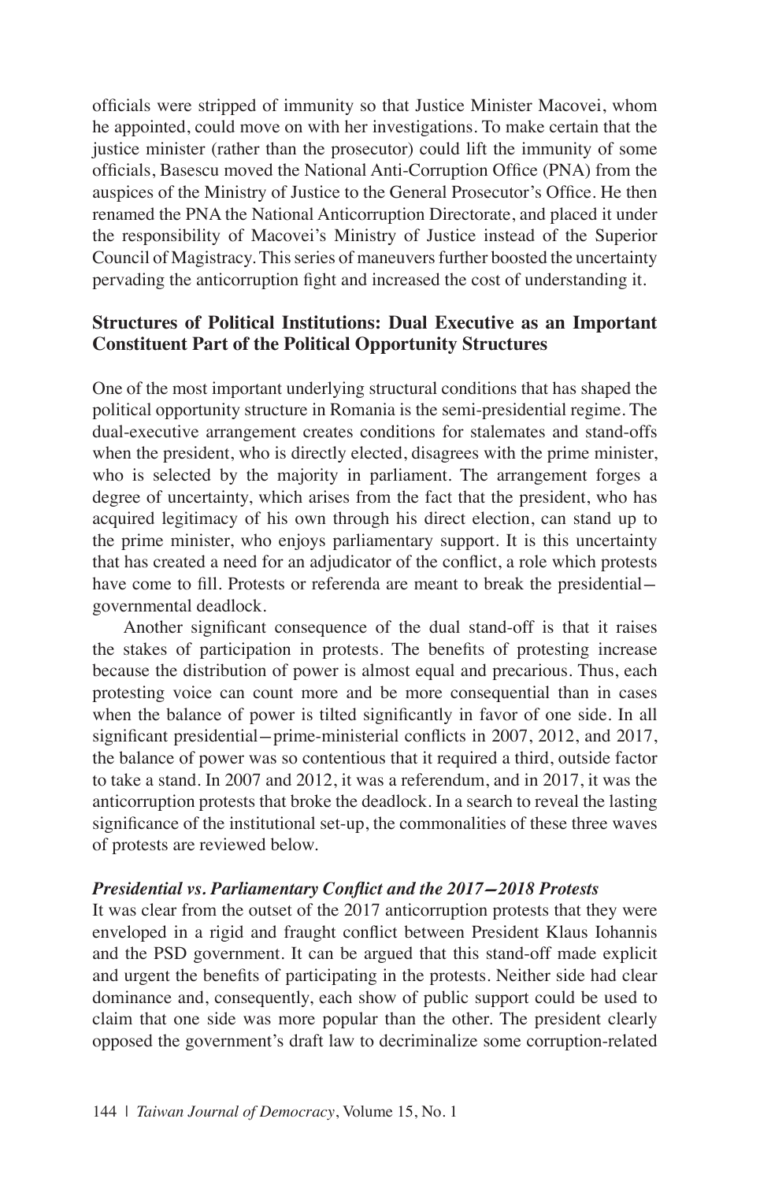officials were stripped of immunity so that Justice Minister Macovei, whom he appointed, could move on with her investigations. To make certain that the justice minister (rather than the prosecutor) could lift the immunity of some officials, Basescu moved the National Anti-Corruption Office (PNA) from the auspices of the Ministry of Justice to the General Prosecutor's Office. He then renamed the PNA the National Anticorruption Directorate, and placed it under the responsibility of Macovei's Ministry of Justice instead of the Superior Council of Magistracy. This series of maneuvers further boosted the uncertainty pervading the anticorruption fight and increased the cost of understanding it.

## Structures of Political Institutions: Dual Executive as an Important Constituent Part of the Political Opportunity Structures

One of the most important underlying structural conditions that has shaped the political opportunity structure in Romania is the semi-presidential regime. The dual-executive arrangement creates conditions for stalemates and stand-offs when the president, who is directly elected, disagrees with the prime minister, who is selected by the majority in parliament. The arrangement forges a degree of uncertainty, which arises from the fact that the president, who has acquired legitimacy of his own through his direct election, can stand up to the prime minister, who enjoys parliamentary support. It is this uncertainty that has created a need for an adjudicator of the conflict, a role which protests have come to fill. Protests or referenda are meant to break the presidential–governmental deadlock.

Another significant consequence of the dual stand-off is that it raises the stakes of participation in protests. The benefits of protesting increase because the distribution of power is almost equal and precarious. Thus, each protesting voice can count more and be more consequential than in cases when the balance of power is tilted significantly in favor of one side. In all significant presidential–prime-ministerial conflicts in 2007, 2012, and 2017, the balance of power was so contentious that it required a third, outside factor to take a stand. In 2007 and 2012, it was a referendum, and in 2017, it was the anticorruption protests that broke the deadlock. In a search to reveal the lasting significance of the institutional set-up, the commonalities of these three waves of protests are reviewed below.

### *Presidential vs. Parliamentary Conflict and the 2017–2018 Protests*

It was clear from the outset of the 2017 anticorruption protests that they were enveloped in a rigid and fraught conflict between President Klaus Iohannis and the PSD government. It can be argued that this stand-off made explicit and urgent the benefits of participating in the protests. Neither side had clear dominance and, consequently, each show of public support could be used to claim that one side was more popular than the other. The president clearly opposed the government's draft law to decriminalize some corruption-related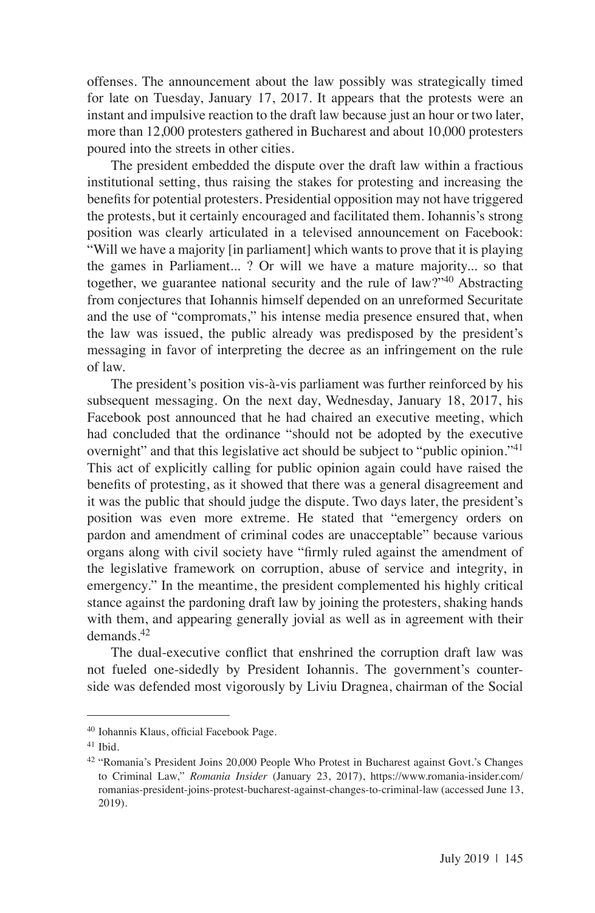offenses. The announcement about the law possibly was strategically timed for late on Tuesday, January 17, 2017. It appears that the protests were an instant and impulsive reaction to the draft law because just an hour or two later, more than 12,000 protesters gathered in Bucharest and about 10,000 protesters poured into the streets in other cities.

The president embedded the dispute over the draft law within a fractious institutional setting, thus raising the stakes for protesting and increasing the benefits for potential protesters. Presidential opposition may not have triggered the protests, but it certainly encouraged and facilitated them. Iohannis's strong position was clearly articulated in a televised announcement on Facebook: "Will we have a majority [in parliament] which wants to prove that it is playing the games in Parliament... ? Or will we have a mature majority... so that together, we guarantee national security and the rule of law?"[40] Abstracting from conjectures that Iohannis himself depended on an unreformed Securitate and the use of "compromats," his intense media presence ensured that, when the law was issued, the public already was predisposed by the president's messaging in favor of interpreting the decree as an infringement on the rule of law.

The president's position vis-à-vis parliament was further reinforced by his subsequent messaging. On the next day, Wednesday, January 18, 2017, his Facebook post announced that he had chaired an executive meeting, which had concluded that the ordinance "should not be adopted by the executive overnight" and that this legislative act should be subject to "public opinion."[41] This act of explicitly calling for public opinion again could have raised the benefits of protesting, as it showed that there was a general disagreement and it was the public that should judge the dispute. Two days later, the president's position was even more extreme. He stated that "emergency orders on pardon and amendment of criminal codes are unacceptable" because various organs along with civil society have "firmly ruled against the amendment of the legislative framework on corruption, abuse of service and integrity, in emergency." In the meantime, the president complemented his highly critical stance against the pardoning draft law by joining the protesters, shaking hands with them, and appearing generally jovial as well as in agreement with their demands.[42]

The dual-executive conflict that enshrined the corruption draft law was not fueled one-sidedly by President Iohannis. The government's counter-side was defended most vigorously by Liviu Dragnea, chairman of the Social

---

[40] Iohannis Klaus, official Facebook Page.

[41] Ibid.

[42] "Romania's President Joins 20,000 People Who Protest in Bucharest against Govt.'s Changes to Criminal Law," *Romania Insider* (January 23, 2017), https://www.romania-insider.com/romanias-president-joins-protest-bucharest-against-changes-to-criminal-law (accessed June 13, 2019).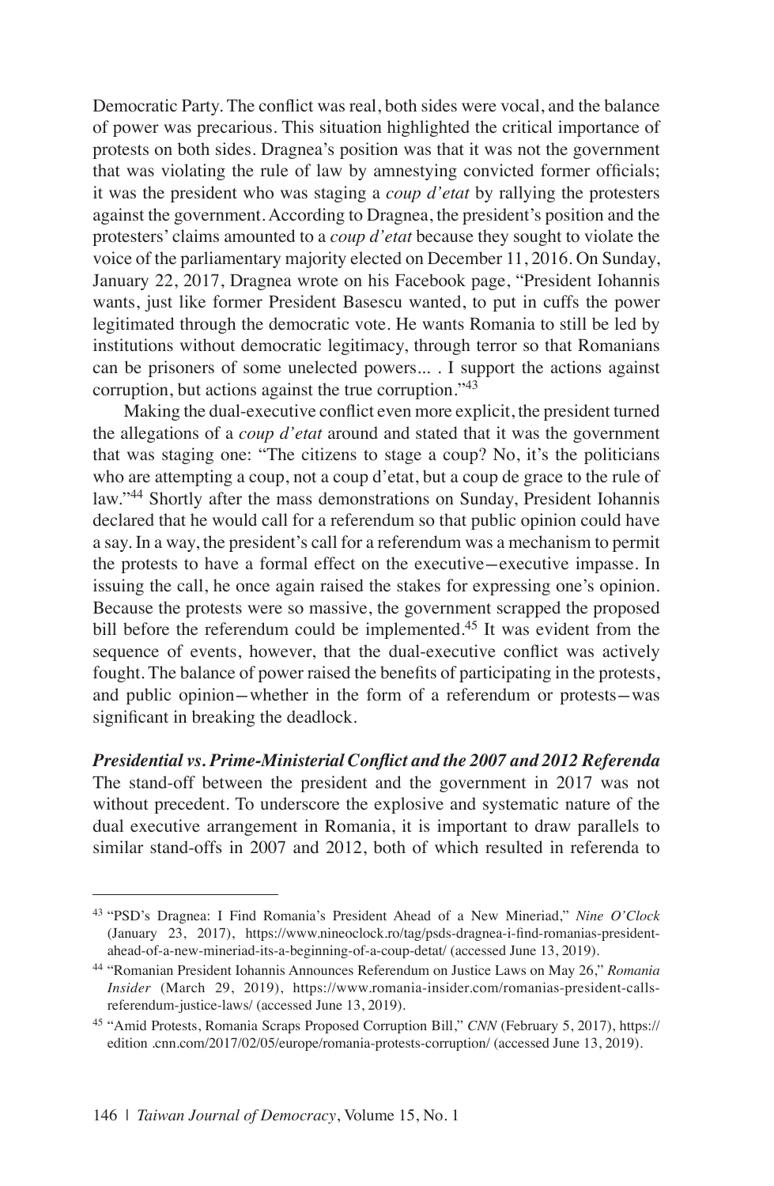Democratic Party. The conflict was real, both sides were vocal, and the balance of power was precarious. This situation highlighted the critical importance of protests on both sides. Dragnea's position was that it was not the government that was violating the rule of law by amnestying convicted former officials; it was the president who was staging a *coup d'etat* by rallying the protesters against the government. According to Dragnea, the president's position and the protesters' claims amounted to a *coup d'etat* because they sought to violate the voice of the parliamentary majority elected on December 11, 2016. On Sunday, January 22, 2017, Dragnea wrote on his Facebook page, "President Iohannis wants, just like former President Basescu wanted, to put in cuffs the power legitimated through the democratic vote. He wants Romania to still be led by institutions without democratic legitimacy, through terror so that Romanians can be prisoners of some unelected powers... . I support the actions against corruption, but actions against the true corruption."[43]

Making the dual-executive conflict even more explicit, the president turned the allegations of a *coup d'etat* around and stated that it was the government that was staging one: "The citizens to stage a coup? No, it's the politicians who are attempting a coup, not a coup d'etat, but a coup de grace to the rule of law."[44] Shortly after the mass demonstrations on Sunday, President Iohannis declared that he would call for a referendum so that public opinion could have a say. In a way, the president's call for a referendum was a mechanism to permit the protests to have a formal effect on the executive—executive impasse. In issuing the call, he once again raised the stakes for expressing one's opinion. Because the protests were so massive, the government scrapped the proposed bill before the referendum could be implemented.[45] It was evident from the sequence of events, however, that the dual-executive conflict was actively fought. The balance of power raised the benefits of participating in the protests, and public opinion—whether in the form of a referendum or protests—was significant in breaking the deadlock.

***Presidential vs. Prime-Ministerial Conflict and the 2007 and 2012 Referenda***

The stand-off between the president and the government in 2017 was not without precedent. To underscore the explosive and systematic nature of the dual executive arrangement in Romania, it is important to draw parallels to similar stand-offs in 2007 and 2012, both of which resulted in referenda to

---

[43] "PSD's Dragnea: I Find Romania's President Ahead of a New Mineriad," *Nine O'Clock* (January 23, 2017), https://www.nineoclock.ro/tag/psds-dragnea-i-find-romanias-president-ahead-of-a-new-mineriad-its-a-beginning-of-a-coup-detat/ (accessed June 13, 2019).

[44] "Romanian President Iohannis Announces Referendum on Justice Laws on May 26," *Romania Insider* (March 29, 2019), https://www.romania-insider.com/romanias-president-calls-referendum-justice-laws/ (accessed June 13, 2019).

[45] "Amid Protests, Romania Scraps Proposed Corruption Bill," *CNN* (February 5, 2017), https://edition .cnn.com/2017/02/05/europe/romania-protests-corruption/ (accessed June 13, 2019).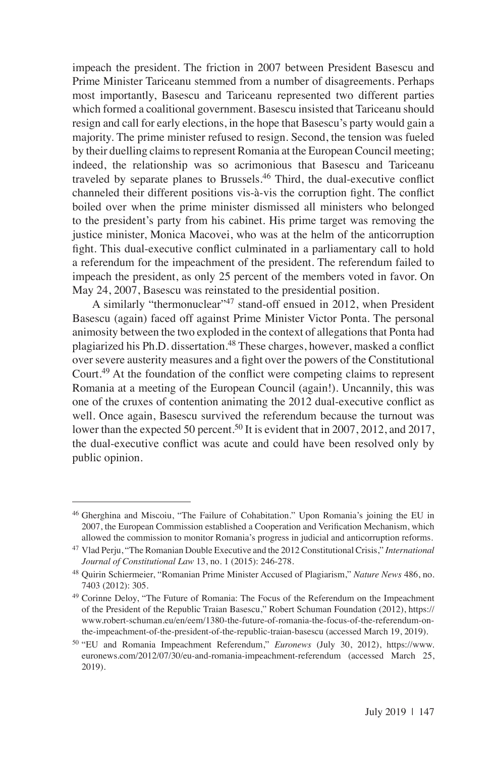impeach the president. The friction in 2007 between President Basescu and Prime Minister Tariceanu stemmed from a number of disagreements. Perhaps most importantly, Basescu and Tariceanu represented two different parties which formed a coalitional government. Basescu insisted that Tariceanu should resign and call for early elections, in the hope that Basescu's party would gain a majority. The prime minister refused to resign. Second, the tension was fueled by their duelling claims to represent Romania at the European Council meeting; indeed, the relationship was so acrimonious that Basescu and Tariceanu traveled by separate planes to Brussels.[46] Third, the dual-executive conflict channeled their different positions vis-à-vis the corruption fight. The conflict boiled over when the prime minister dismissed all ministers who belonged to the president's party from his cabinet. His prime target was removing the justice minister, Monica Macovei, who was at the helm of the anticorruption fight. This dual-executive conflict culminated in a parliamentary call to hold a referendum for the impeachment of the president. The referendum failed to impeach the president, as only 25 percent of the members voted in favor. On May 24, 2007, Basescu was reinstated to the presidential position.

A similarly "thermonuclear"[47] stand-off ensued in 2012, when President Basescu (again) faced off against Prime Minister Victor Ponta. The personal animosity between the two exploded in the context of allegations that Ponta had plagiarized his Ph.D. dissertation.[48] These charges, however, masked a conflict over severe austerity measures and a fight over the powers of the Constitutional Court.[49] At the foundation of the conflict were competing claims to represent Romania at a meeting of the European Council (again!). Uncannily, this was one of the cruxes of contention animating the 2012 dual-executive conflict as well. Once again, Basescu survived the referendum because the turnout was lower than the expected 50 percent.[50] It is evident that in 2007, 2012, and 2017, the dual-executive conflict was acute and could have been resolved only by public opinion.

---

[46] Gherghina and Miscoiu, "The Failure of Cohabitation." Upon Romania's joining the EU in 2007, the European Commission established a Cooperation and Verification Mechanism, which allowed the commission to monitor Romania's progress in judicial and anticorruption reforms.

[47] Vlad Perju, "The Romanian Double Executive and the 2012 Constitutional Crisis," *International Journal of Constitutional Law* 13, no. 1 (2015): 246-278.

[48] Quirin Schiermeier, "Romanian Prime Minister Accused of Plagiarism," *Nature News* 486, no. 7403 (2012): 305.

[49] Corinne Deloy, "The Future of Romania: The Focus of the Referendum on the Impeachment of the President of the Republic Traian Basescu," Robert Schuman Foundation (2012), https://www.robert-schuman.eu/en/eem/1380-the-future-of-romania-the-focus-of-the-referendum-on-the-impeachment-of-the-president-of-the-republic-traian-basescu (accessed March 19, 2019).

[50] "EU and Romania Impeachment Referendum," *Euronews* (July 30, 2012), https://www.euronews.com/2012/07/30/eu-and-romania-impeachment-referendum (accessed March 25, 2019).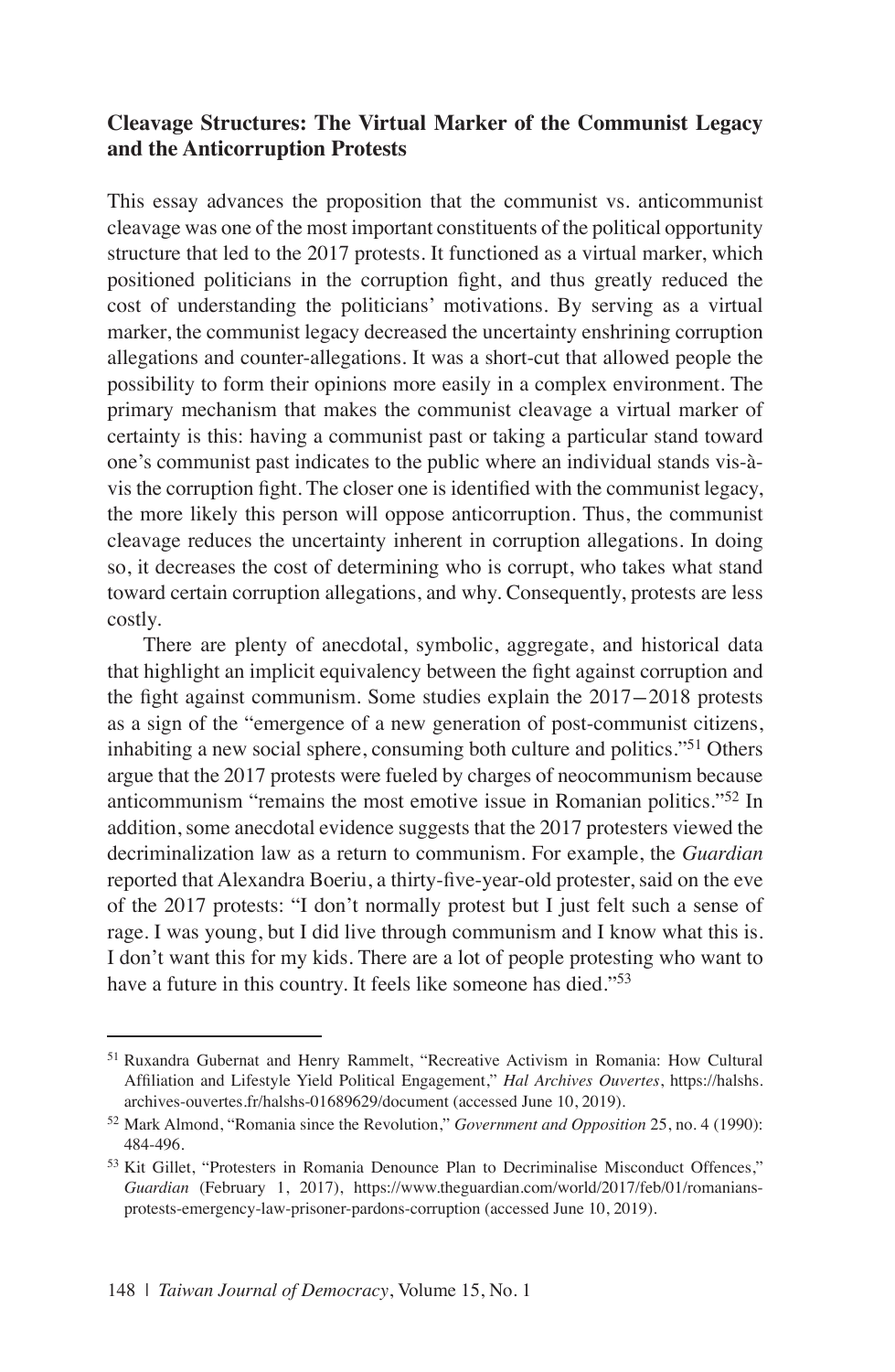### Cleavage Structures: The Virtual Marker of the Communist Legacy and the Anticorruption Protests

This essay advances the proposition that the communist vs. anticommunist cleavage was one of the most important constituents of the political opportunity structure that led to the 2017 protests. It functioned as a virtual marker, which positioned politicians in the corruption fight, and thus greatly reduced the cost of understanding the politicians' motivations. By serving as a virtual marker, the communist legacy decreased the uncertainty enshrining corruption allegations and counter-allegations. It was a short-cut that allowed people the possibility to form their opinions more easily in a complex environment. The primary mechanism that makes the communist cleavage a virtual marker of certainty is this: having a communist past or taking a particular stand toward one's communist past indicates to the public where an individual stands vis-à-vis the corruption fight. The closer one is identified with the communist legacy, the more likely this person will oppose anticorruption. Thus, the communist cleavage reduces the uncertainty inherent in corruption allegations. In doing so, it decreases the cost of determining who is corrupt, who takes what stand toward certain corruption allegations, and why. Consequently, protests are less costly.

There are plenty of anecdotal, symbolic, aggregate, and historical data that highlight an implicit equivalency between the fight against corruption and the fight against communism. Some studies explain the 2017–2018 protests as a sign of the "emergence of a new generation of post-communist citizens, inhabiting a new social sphere, consuming both culture and politics."[51] Others argue that the 2017 protests were fueled by charges of neocommunism because anticommunism "remains the most emotive issue in Romanian politics."[52] In addition, some anecdotal evidence suggests that the 2017 protesters viewed the decriminalization law as a return to communism. For example, the *Guardian* reported that Alexandra Boeriu, a thirty-five-year-old protester, said on the eve of the 2017 protests: "I don't normally protest but I just felt such a sense of rage. I was young, but I did live through communism and I know what this is. I don't want this for my kids. There are a lot of people protesting who want to have a future in this country. It feels like someone has died."[53]

---

[51] Ruxandra Gubernat and Henry Rammelt, "Recreative Activism in Romania: How Cultural Affiliation and Lifestyle Yield Political Engagement," *Hal Archives Ouvertes*, https://halshs.archives-ouvertes.fr/halshs-01689629/document (accessed June 10, 2019).

[52] Mark Almond, "Romania since the Revolution," *Government and Opposition* 25, no. 4 (1990): 484-496.

[53] Kit Gillet, "Protesters in Romania Denounce Plan to Decriminalise Misconduct Offences," *Guardian* (February 1, 2017), https://www.theguardian.com/world/2017/feb/01/romanians-protests-emergency-law-prisoner-pardons-corruption (accessed June 10, 2019).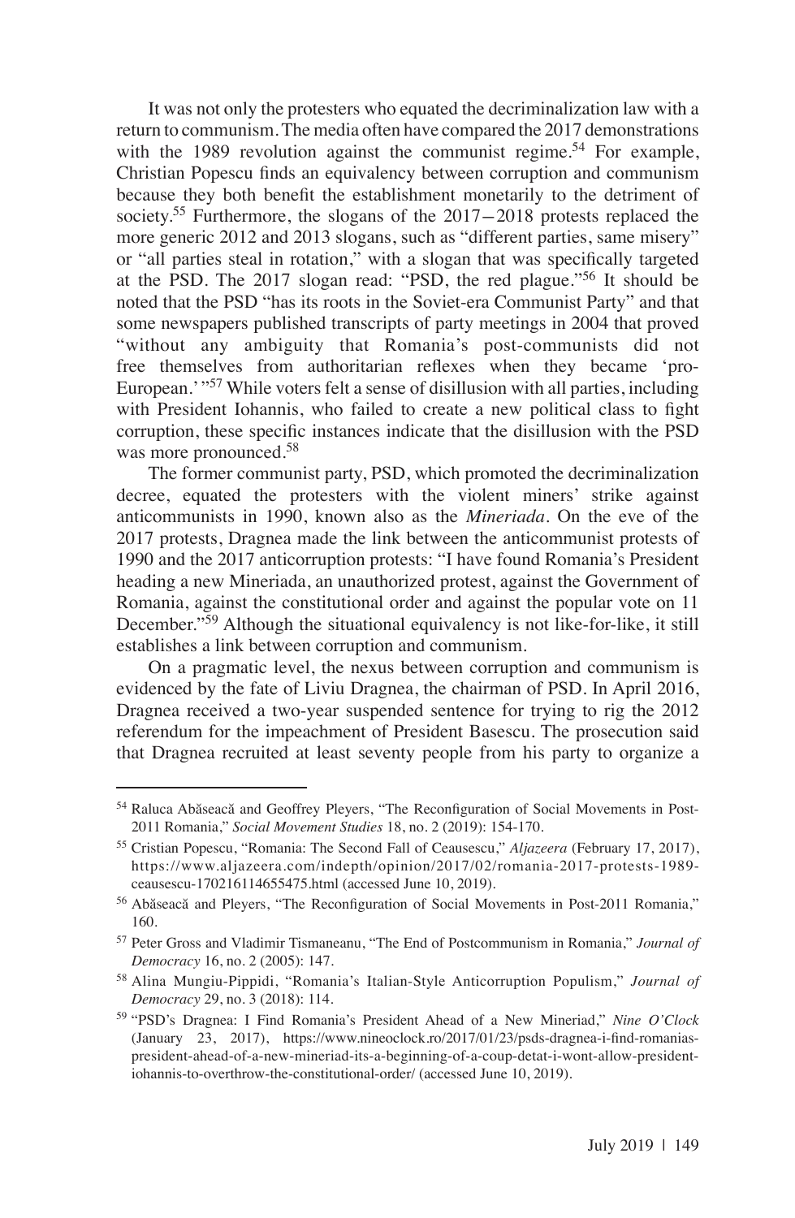It was not only the protesters who equated the decriminalization law with a return to communism. The media often have compared the 2017 demonstrations with the 1989 revolution against the communist regime.[54] For example, Christian Popescu finds an equivalency between corruption and communism because they both benefit the establishment monetarily to the detriment of society.[55] Furthermore, the slogans of the 2017–2018 protests replaced the more generic 2012 and 2013 slogans, such as "different parties, same misery" or "all parties steal in rotation," with a slogan that was specifically targeted at the PSD. The 2017 slogan read: "PSD, the red plague."[56] It should be noted that the PSD "has its roots in the Soviet-era Communist Party" and that some newspapers published transcripts of party meetings in 2004 that proved "without any ambiguity that Romania's post-communists did not free themselves from authoritarian reflexes when they became 'pro-European.' "[57] While voters felt a sense of disillusion with all parties, including with President Iohannis, who failed to create a new political class to fight corruption, these specific instances indicate that the disillusion with the PSD was more pronounced.[58]

The former communist party, PSD, which promoted the decriminalization decree, equated the protesters with the violent miners' strike against anticommunists in 1990, known also as the *Mineriada*. On the eve of the 2017 protests, Dragnea made the link between the anticommunist protests of 1990 and the 2017 anticorruption protests: "I have found Romania's President heading a new Mineriada, an unauthorized protest, against the Government of Romania, against the constitutional order and against the popular vote on 11 December."[59] Although the situational equivalency is not like-for-like, it still establishes a link between corruption and communism.

On a pragmatic level, the nexus between corruption and communism is evidenced by the fate of Liviu Dragnea, the chairman of PSD. In April 2016, Dragnea received a two-year suspended sentence for trying to rig the 2012 referendum for the impeachment of President Basescu. The prosecution said that Dragnea recruited at least seventy people from his party to organize a

---

[54] Raluca Abăseacă and Geoffrey Pleyers, "The Reconfiguration of Social Movements in Post-2011 Romania," *Social Movement Studies* 18, no. 2 (2019): 154-170.

[55] Cristian Popescu, "Romania: The Second Fall of Ceausescu," *Aljazeera* (February 17, 2017), https://www.aljazeera.com/indepth/opinion/2017/02/romania-2017-protests-1989-ceausescu-170216114655475.html (accessed June 10, 2019).

[56] Abăseacă and Pleyers, "The Reconfiguration of Social Movements in Post-2011 Romania," 160.

[57] Peter Gross and Vladimir Tismaneanu, "The End of Postcommunism in Romania," *Journal of Democracy* 16, no. 2 (2005): 147.

[58] Alina Mungiu-Pippidi, "Romania's Italian-Style Anticorruption Populism," *Journal of Democracy* 29, no. 3 (2018): 114.

[59] "PSD's Dragnea: I Find Romania's President Ahead of a New Mineriad," *Nine O'Clock* (January 23, 2017), https://www.nineoclock.ro/2017/01/23/psds-dragnea-i-find-romanias-president-ahead-of-a-new-mineriad-its-a-beginning-of-a-coup-detat-i-wont-allow-president-iohannis-to-overthrow-the-constitutional-order/ (accessed June 10, 2019).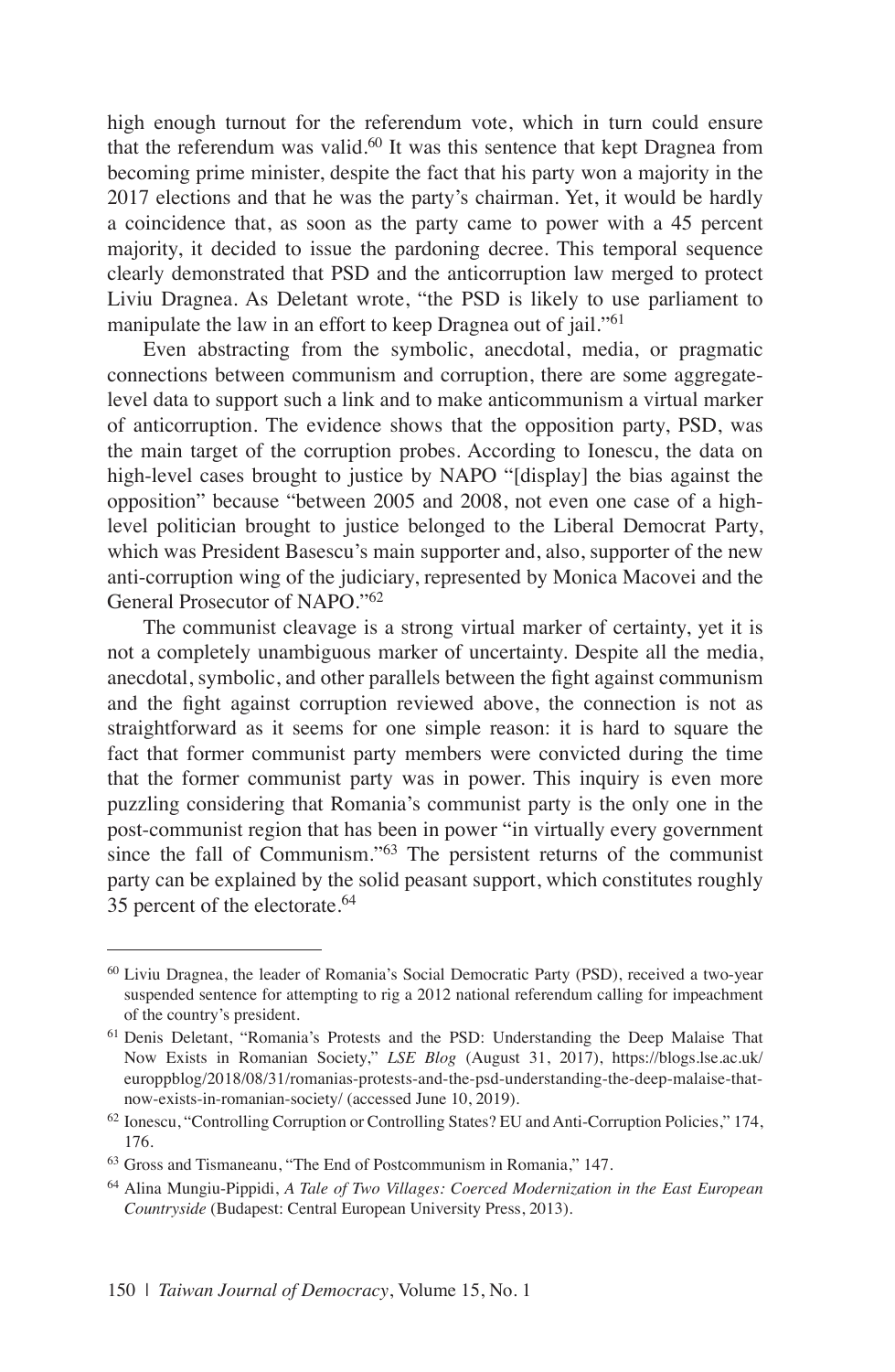high enough turnout for the referendum vote, which in turn could ensure that the referendum was valid.[60] It was this sentence that kept Dragnea from becoming prime minister, despite the fact that his party won a majority in the 2017 elections and that he was the party's chairman. Yet, it would be hardly a coincidence that, as soon as the party came to power with a 45 percent majority, it decided to issue the pardoning decree. This temporal sequence clearly demonstrated that PSD and the anticorruption law merged to protect Liviu Dragnea. As Deletant wrote, "the PSD is likely to use parliament to manipulate the law in an effort to keep Dragnea out of jail."[61]

Even abstracting from the symbolic, anecdotal, media, or pragmatic connections between communism and corruption, there are some aggregate-level data to support such a link and to make anticommunism a virtual marker of anticorruption. The evidence shows that the opposition party, PSD, was the main target of the corruption probes. According to Ionescu, the data on high-level cases brought to justice by NAPO "[display] the bias against the opposition" because "between 2005 and 2008, not even one case of a high-level politician brought to justice belonged to the Liberal Democrat Party, which was President Basescu's main supporter and, also, supporter of the new anti-corruption wing of the judiciary, represented by Monica Macovei and the General Prosecutor of NAPO."[62]

The communist cleavage is a strong virtual marker of certainty, yet it is not a completely unambiguous marker of uncertainty. Despite all the media, anecdotal, symbolic, and other parallels between the fight against communism and the fight against corruption reviewed above, the connection is not as straightforward as it seems for one simple reason: it is hard to square the fact that former communist party members were convicted during the time that the former communist party was in power. This inquiry is even more puzzling considering that Romania's communist party is the only one in the post-communist region that has been in power "in virtually every government since the fall of Communism."[63] The persistent returns of the communist party can be explained by the solid peasant support, which constitutes roughly 35 percent of the electorate.[64]

---

[60] Liviu Dragnea, the leader of Romania's Social Democratic Party (PSD), received a two-year suspended sentence for attempting to rig a 2012 national referendum calling for impeachment of the country's president.

[61] Denis Deletant, "Romania's Protests and the PSD: Understanding the Deep Malaise That Now Exists in Romanian Society," *LSE Blog* (August 31, 2017), https://blogs.lse.ac.uk/europpblog/2018/08/31/romanias-protests-and-the-psd-understanding-the-deep-malaise-that-now-exists-in-romanian-society/ (accessed June 10, 2019).

[62] Ionescu, "Controlling Corruption or Controlling States? EU and Anti-Corruption Policies," 174, 176.

[63] Gross and Tismaneanu, "The End of Postcommunism in Romania," 147.

[64] Alina Mungiu-Pippidi, *A Tale of Two Villages: Coerced Modernization in the East European Countryside* (Budapest: Central European University Press, 2013).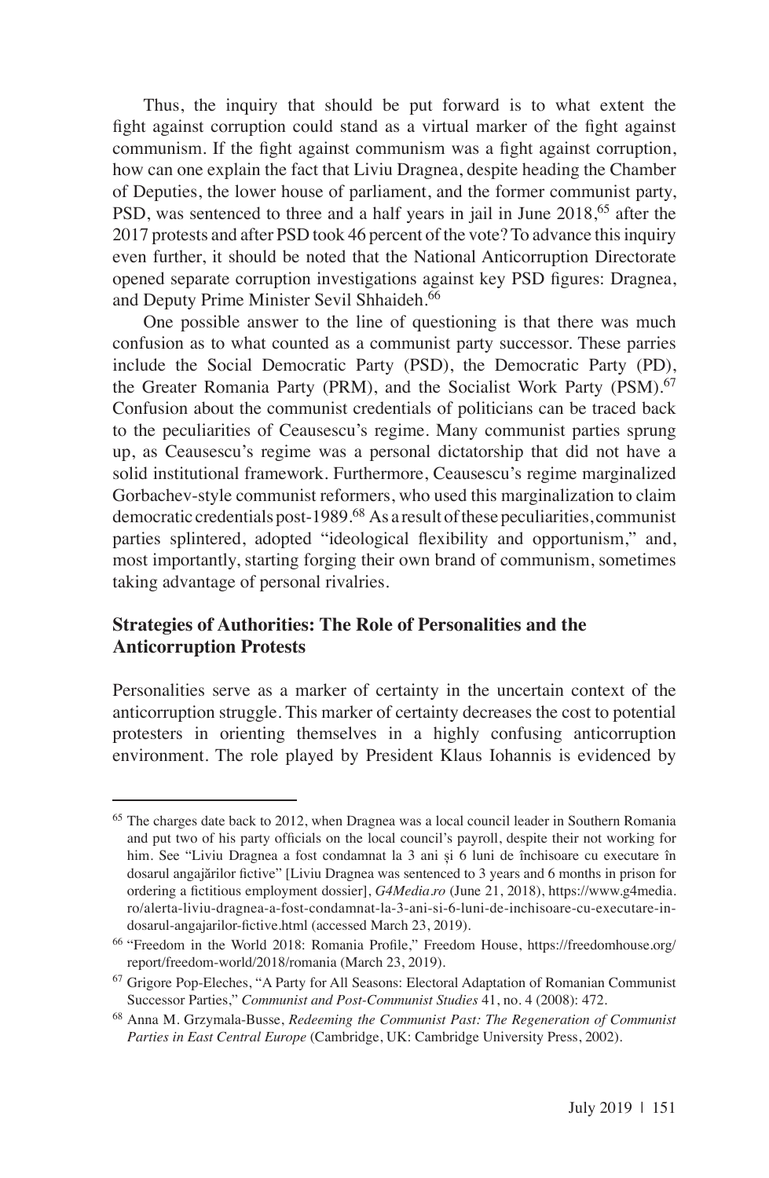Thus, the inquiry that should be put forward is to what extent the fight against corruption could stand as a virtual marker of the fight against communism. If the fight against communism was a fight against corruption, how can one explain the fact that Liviu Dragnea, despite heading the Chamber of Deputies, the lower house of parliament, and the former communist party, PSD, was sentenced to three and a half years in jail in June 2018,[65] after the 2017 protests and after PSD took 46 percent of the vote? To advance this inquiry even further, it should be noted that the National Anticorruption Directorate opened separate corruption investigations against key PSD figures: Dragnea, and Deputy Prime Minister Sevil Shhaideh.[66]

One possible answer to the line of questioning is that there was much confusion as to what counted as a communist party successor. These parries include the Social Democratic Party (PSD), the Democratic Party (PD), the Greater Romania Party (PRM), and the Socialist Work Party (PSM).[67] Confusion about the communist credentials of politicians can be traced back to the peculiarities of Ceausescu's regime. Many communist parties sprung up, as Ceausescu's regime was a personal dictatorship that did not have a solid institutional framework. Furthermore, Ceausescu's regime marginalized Gorbachev-style communist reformers, who used this marginalization to claim democratic credentials post-1989.[68] As a result of these peculiarities, communist parties splintered, adopted "ideological flexibility and opportunism," and, most importantly, starting forging their own brand of communism, sometimes taking advantage of personal rivalries.

### Strategies of Authorities: The Role of Personalities and the Anticorruption Protests

Personalities serve as a marker of certainty in the uncertain context of the anticorruption struggle. This marker of certainty decreases the cost to potential protesters in orienting themselves in a highly confusing anticorruption environment. The role played by President Klaus Iohannis is evidenced by

---

[65] The charges date back to 2012, when Dragnea was a local council leader in Southern Romania and put two of his party officials on the local council's payroll, despite their not working for him. See "Liviu Dragnea a fost condamnat la 3 ani și 6 luni de închisoare cu executare în dosarul angajărilor fictive" [Liviu Dragnea was sentenced to 3 years and 6 months in prison for ordering a fictitious employment dossier], *G4Media.ro* (June 21, 2018), https://www.g4media.ro/alerta-liviu-dragnea-a-fost-condamnat-la-3-ani-si-6-luni-de-inchisoare-cu-executare-in-dosarul-angajarilor-fictive.html (accessed March 23, 2019).

[66] "Freedom in the World 2018: Romania Profile," Freedom House, https://freedomhouse.org/report/freedom-world/2018/romania (March 23, 2019).

[67] Grigore Pop-Eleches, "A Party for All Seasons: Electoral Adaptation of Romanian Communist Successor Parties," *Communist and Post-Communist Studies* 41, no. 4 (2008): 472.

[68] Anna M. Grzymala-Busse, *Redeeming the Communist Past: The Regeneration of Communist Parties in East Central Europe* (Cambridge, UK: Cambridge University Press, 2002).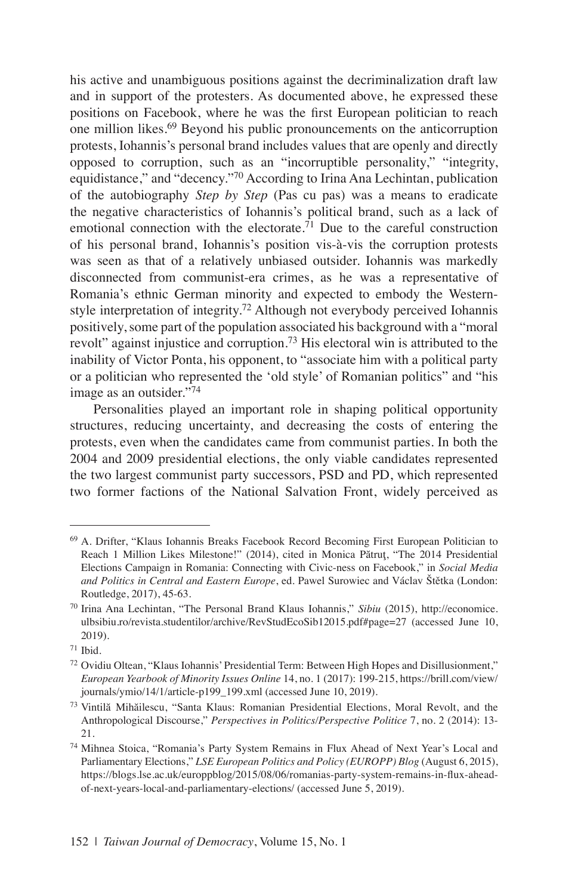his active and unambiguous positions against the decriminalization draft law and in support of the protesters. As documented above, he expressed these positions on Facebook, where he was the first European politician to reach one million likes.[69] Beyond his public pronouncements on the anticorruption protests, Iohannis's personal brand includes values that are openly and directly opposed to corruption, such as an "incorruptible personality," "integrity, equidistance," and "decency."[70] According to Irina Ana Lechintan, publication of the autobiography *Step by Step* (Pas cu pas) was a means to eradicate the negative characteristics of Iohannis's political brand, such as a lack of emotional connection with the electorate.[71] Due to the careful construction of his personal brand, Iohannis's position vis-à-vis the corruption protests was seen as that of a relatively unbiased outsider. Iohannis was markedly disconnected from communist-era crimes, as he was a representative of Romania's ethnic German minority and expected to embody the Western-style interpretation of integrity.[72] Although not everybody perceived Iohannis positively, some part of the population associated his background with a "moral revolt" against injustice and corruption.[73] His electoral win is attributed to the inability of Victor Ponta, his opponent, to "associate him with a political party or a politician who represented the 'old style' of Romanian politics" and "his image as an outsider."[74]

Personalities played an important role in shaping political opportunity structures, reducing uncertainty, and decreasing the costs of entering the protests, even when the candidates came from communist parties. In both the 2004 and 2009 presidential elections, the only viable candidates represented the two largest communist party successors, PSD and PD, which represented two former factions of the National Salvation Front, widely perceived as

---

[69] A. Drifter, "Klaus Iohannis Breaks Facebook Record Becoming First European Politician to Reach 1 Million Likes Milestone!" (2014), cited in Monica Pătruţ, "The 2014 Presidential Elections Campaign in Romania: Connecting with Civic-ness on Facebook," in *Social Media and Politics in Central and Eastern Europe*, ed. Pawel Surowiec and Václav Štětka (London: Routledge, 2017), 45-63.

[70] Irina Ana Lechintan, "The Personal Brand Klaus Iohannis," *Sibiu* (2015), http://economice.ulbsibiu.ro/revista.studentilor/archive/RevStudEcoSib12015.pdf#page=27 (accessed June 10, 2019).

[71] Ibid.

[72] Ovidiu Oltean, "Klaus Iohannis' Presidential Term: Between High Hopes and Disillusionment," *European Yearbook of Minority Issues Online* 14, no. 1 (2017): 199-215, https://brill.com/view/journals/ymio/14/1/article-p199_199.xml (accessed June 10, 2019).

[73] Vintilă Mihăilescu, "Santa Klaus: Romanian Presidential Elections, Moral Revolt, and the Anthropological Discourse," *Perspectives in Politics/Perspective Politice* 7, no. 2 (2014): 13-21.

[74] Mihnea Stoica, "Romania's Party System Remains in Flux Ahead of Next Year's Local and Parliamentary Elections," *LSE European Politics and Policy (EUROPP) Blog* (August 6, 2015), https://blogs.lse.ac.uk/europpblog/2015/08/06/romanias-party-system-remains-in-flux-ahead-of-next-years-local-and-parliamentary-elections/ (accessed June 5, 2019).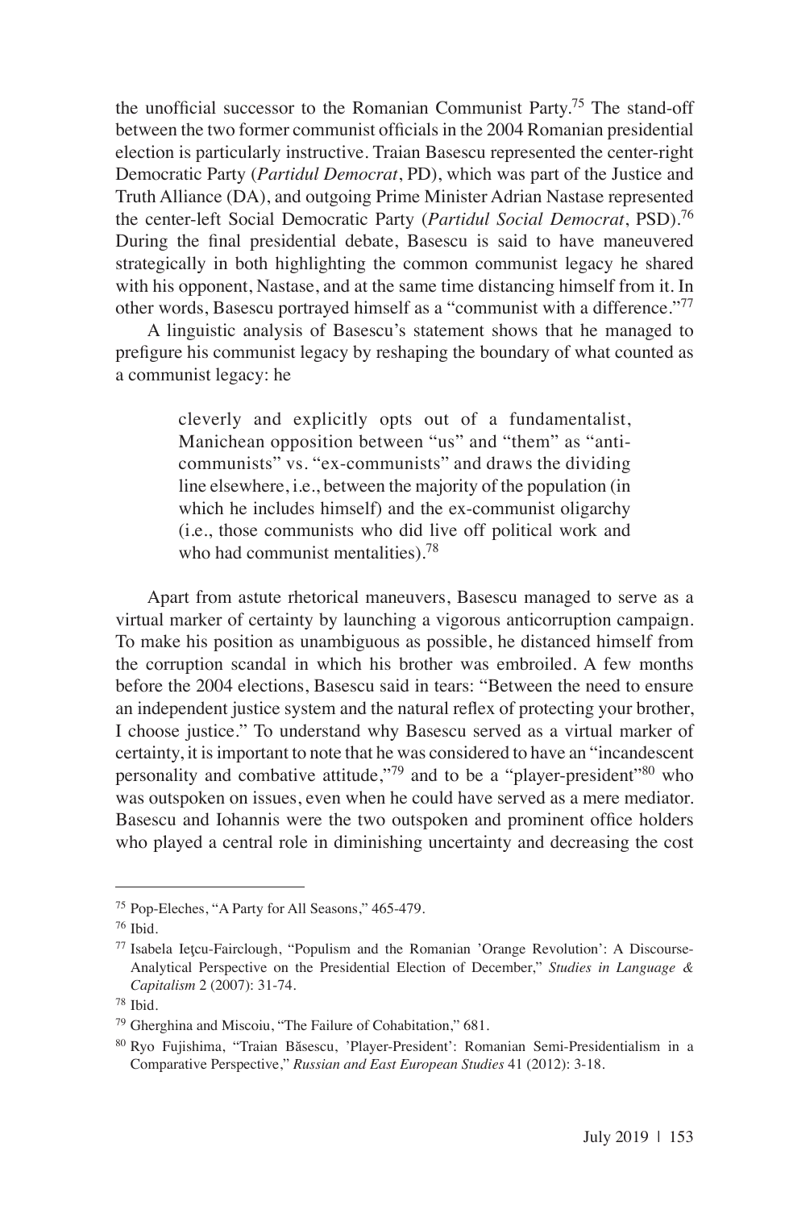the unofficial successor to the Romanian Communist Party.[75] The stand-off between the two former communist officials in the 2004 Romanian presidential election is particularly instructive. Traian Basescu represented the center-right Democratic Party (*Partidul Democrat*, PD), which was part of the Justice and Truth Alliance (DA), and outgoing Prime Minister Adrian Nastase represented the center-left Social Democratic Party (*Partidul Social Democrat*, PSD).[76] During the final presidential debate, Basescu is said to have maneuvered strategically in both highlighting the common communist legacy he shared with his opponent, Nastase, and at the same time distancing himself from it. In other words, Basescu portrayed himself as a "communist with a difference."[77]

A linguistic analysis of Basescu's statement shows that he managed to prefigure his communist legacy by reshaping the boundary of what counted as a communist legacy: he

> cleverly and explicitly opts out of a fundamentalist, Manichean opposition between "us" and "them" as "anti-communists" vs. "ex-communists" and draws the dividing line elsewhere, i.e., between the majority of the population (in which he includes himself) and the ex-communist oligarchy (i.e., those communists who did live off political work and who had communist mentalities).[78]

Apart from astute rhetorical maneuvers, Basescu managed to serve as a virtual marker of certainty by launching a vigorous anticorruption campaign. To make his position as unambiguous as possible, he distanced himself from the corruption scandal in which his brother was embroiled. A few months before the 2004 elections, Basescu said in tears: "Between the need to ensure an independent justice system and the natural reflex of protecting your brother, I choose justice." To understand why Basescu served as a virtual marker of certainty, it is important to note that he was considered to have an "incandescent personality and combative attitude,"[79] and to be a "player-president"[80] who was outspoken on issues, even when he could have served as a mere mediator. Basescu and Iohannis were the two outspoken and prominent office holders who played a central role in diminishing uncertainty and decreasing the cost

---

[75] Pop-Eleches, "A Party for All Seasons," 465-479.

[76] Ibid.

[77] Isabela Ieţcu-Fairclough, "Populism and the Romanian 'Orange Revolution': A Discourse-Analytical Perspective on the Presidential Election of December," *Studies in Language & Capitalism* 2 (2007): 31-74.

[78] Ibid.

[79] Gherghina and Miscoiu, "The Failure of Cohabitation," 681.

[80] Ryo Fujishima, "Traian Băsescu, 'Player-President': Romanian Semi-Presidentialism in a Comparative Perspective," *Russian and East European Studies* 41 (2012): 3-18.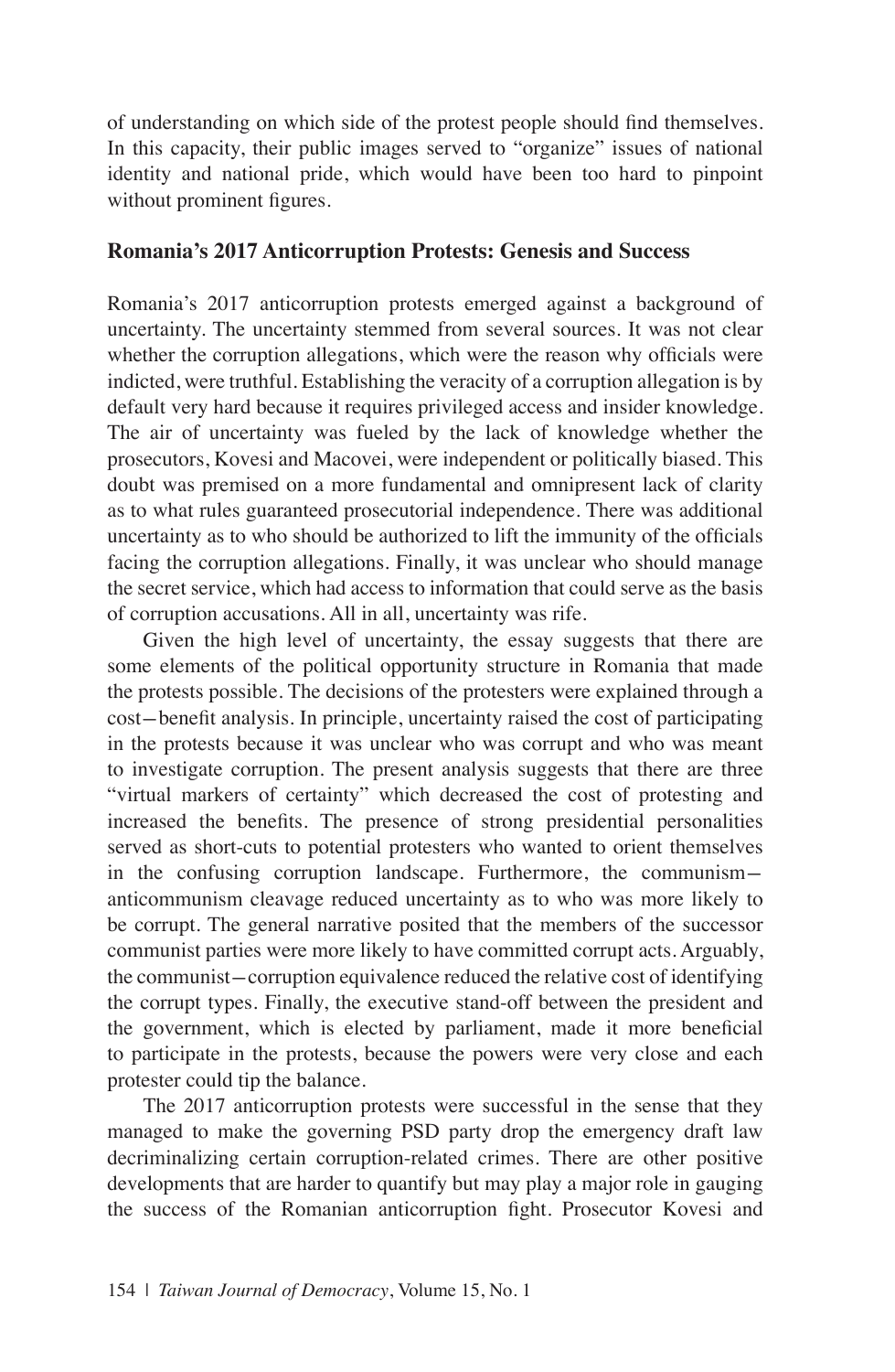of understanding on which side of the protest people should find themselves. In this capacity, their public images served to "organize" issues of national identity and national pride, which would have been too hard to pinpoint without prominent figures.

## Romania's 2017 Anticorruption Protests: Genesis and Success

Romania's 2017 anticorruption protests emerged against a background of uncertainty. The uncertainty stemmed from several sources. It was not clear whether the corruption allegations, which were the reason why officials were indicted, were truthful. Establishing the veracity of a corruption allegation is by default very hard because it requires privileged access and insider knowledge. The air of uncertainty was fueled by the lack of knowledge whether the prosecutors, Kovesi and Macovei, were independent or politically biased. This doubt was premised on a more fundamental and omnipresent lack of clarity as to what rules guaranteed prosecutorial independence. There was additional uncertainty as to who should be authorized to lift the immunity of the officials facing the corruption allegations. Finally, it was unclear who should manage the secret service, which had access to information that could serve as the basis of corruption accusations. All in all, uncertainty was rife.

Given the high level of uncertainty, the essay suggests that there are some elements of the political opportunity structure in Romania that made the protests possible. The decisions of the protesters were explained through a cost—benefit analysis. In principle, uncertainty raised the cost of participating in the protests because it was unclear who was corrupt and who was meant to investigate corruption. The present analysis suggests that there are three "virtual markers of certainty" which decreased the cost of protesting and increased the benefits. The presence of strong presidential personalities served as short-cuts to potential protesters who wanted to orient themselves in the confusing corruption landscape. Furthermore, the communism—anticommunism cleavage reduced uncertainty as to who was more likely to be corrupt. The general narrative posited that the members of the successor communist parties were more likely to have committed corrupt acts. Arguably, the communist—corruption equivalence reduced the relative cost of identifying the corrupt types. Finally, the executive stand-off between the president and the government, which is elected by parliament, made it more beneficial to participate in the protests, because the powers were very close and each protester could tip the balance.

The 2017 anticorruption protests were successful in the sense that they managed to make the governing PSD party drop the emergency draft law decriminalizing certain corruption-related crimes. There are other positive developments that are harder to quantify but may play a major role in gauging the success of the Romanian anticorruption fight. Prosecutor Kovesi and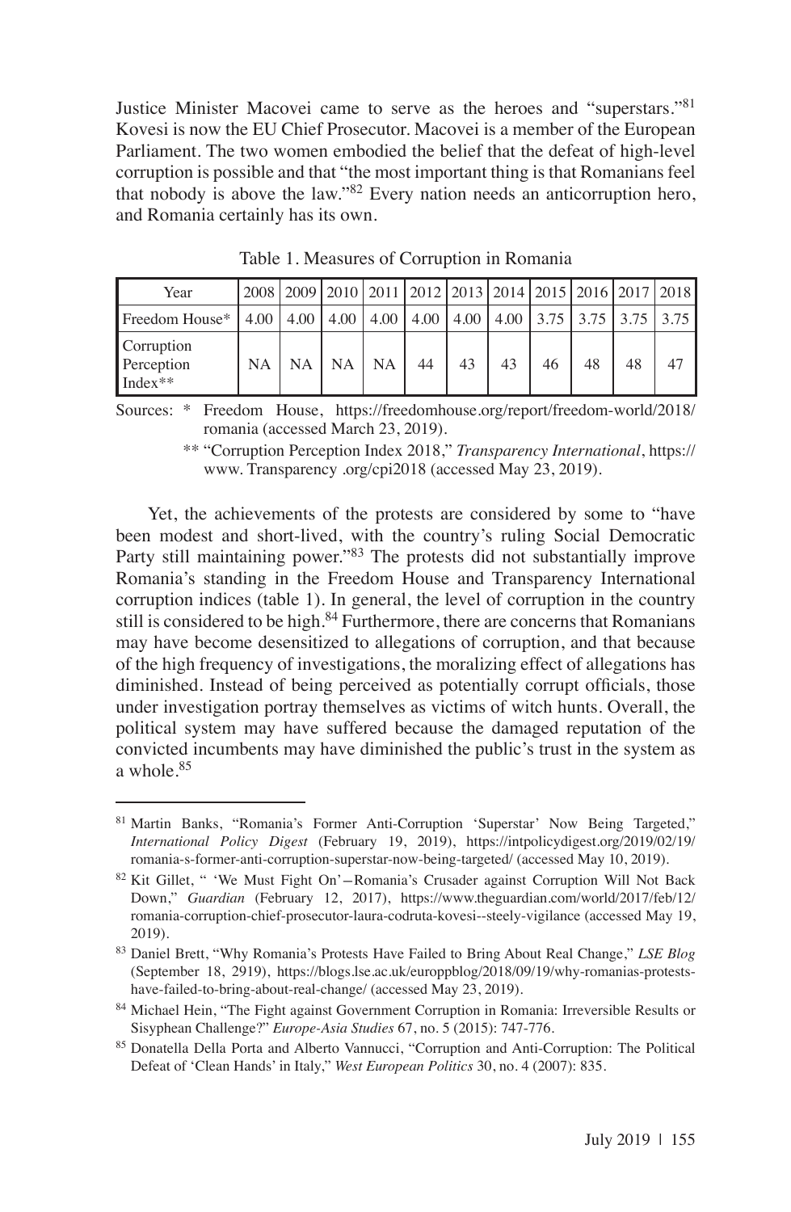Justice Minister Macovei came to serve as the heroes and "superstars."[81] Kovesi is now the EU Chief Prosecutor. Macovei is a member of the European Parliament. The two women embodied the belief that the defeat of high-level corruption is possible and that "the most important thing is that Romanians feel that nobody is above the law."[82] Every nation needs an anticorruption hero, and Romania certainly has its own.

Table 1. Measures of Corruption in Romania

| Year | 2008 | 2009 | 2010 | 2011 | 2012 | 2013 | 2014 | 2015 | 2016 | 2017 | 2018 |
|---|---|---|---|---|---|---|---|---|---|---|---|
| Freedom House* | 4.00 | 4.00 | 4.00 | 4.00 | 4.00 | 4.00 | 4.00 | 3.75 | 3.75 | 3.75 | 3.75 |
| Corruption Perception Index** | NA | NA | NA | NA | 44 | 43 | 43 | 46 | 48 | 48 | 47 |

Sources: * Freedom House, https://freedomhouse.org/report/freedom-world/2018/romania (accessed March 23, 2019).

** "Corruption Perception Index 2018," *Transparency International*, https://www. Transparency .org/cpi2018 (accessed May 23, 2019).

Yet, the achievements of the protests are considered by some to "have been modest and short-lived, with the country's ruling Social Democratic Party still maintaining power."[83] The protests did not substantially improve Romania's standing in the Freedom House and Transparency International corruption indices (table 1). In general, the level of corruption in the country still is considered to be high.[84] Furthermore, there are concerns that Romanians may have become desensitized to allegations of corruption, and that because of the high frequency of investigations, the moralizing effect of allegations has diminished. Instead of being perceived as potentially corrupt officials, those under investigation portray themselves as victims of witch hunts. Overall, the political system may have suffered because the damaged reputation of the convicted incumbents may have diminished the public's trust in the system as a whole.[85]

---

[81] Martin Banks, "Romania's Former Anti-Corruption 'Superstar' Now Being Targeted," *International Policy Digest* (February 19, 2019), https://intpolicydigest.org/2019/02/19/romania-s-former-anti-corruption-superstar-now-being-targeted/ (accessed May 10, 2019).

[82] Kit Gillet, " 'We Must Fight On'—Romania's Crusader against Corruption Will Not Back Down," *Guardian* (February 12, 2017), https://www.theguardian.com/world/2017/feb/12/romania-corruption-chief-prosecutor-laura-codruta-kovesi--steely-vigilance (accessed May 19, 2019).

[83] Daniel Brett, "Why Romania's Protests Have Failed to Bring About Real Change," *LSE Blog* (September 18, 2919), https://blogs.lse.ac.uk/europpblog/2018/09/19/why-romanias-protests-have-failed-to-bring-about-real-change/ (accessed May 23, 2019).

[84] Michael Hein, "The Fight against Government Corruption in Romania: Irreversible Results or Sisyphean Challenge?" *Europe-Asia Studies* 67, no. 5 (2015): 747-776.

[85] Donatella Della Porta and Alberto Vannucci, "Corruption and Anti-Corruption: The Political Defeat of 'Clean Hands' in Italy," *West European Politics* 30, no. 4 (2007): 835.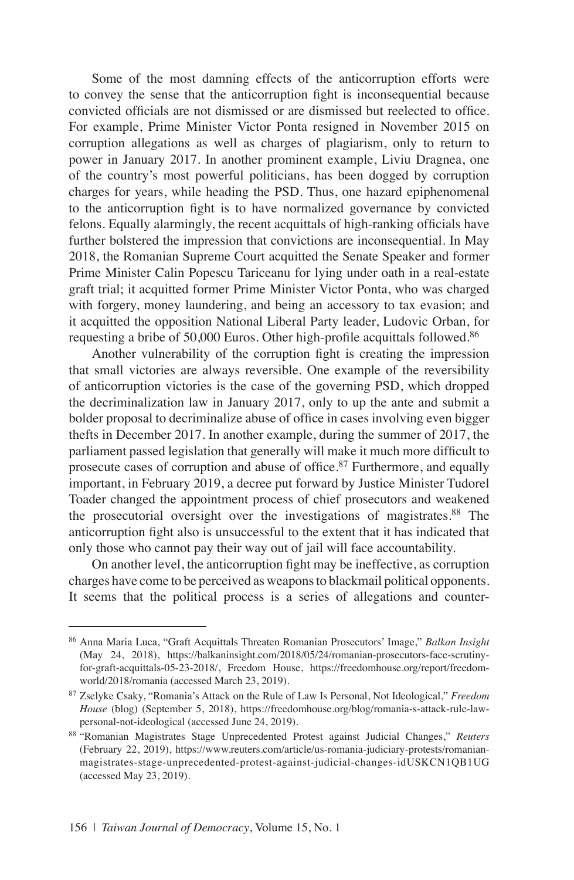Some of the most damning effects of the anticorruption efforts were to convey the sense that the anticorruption fight is inconsequential because convicted officials are not dismissed or are dismissed but reelected to office. For example, Prime Minister Victor Ponta resigned in November 2015 on corruption allegations as well as charges of plagiarism, only to return to power in January 2017. In another prominent example, Liviu Dragnea, one of the country's most powerful politicians, has been dogged by corruption charges for years, while heading the PSD. Thus, one hazard epiphenomenal to the anticorruption fight is to have normalized governance by convicted felons. Equally alarmingly, the recent acquittals of high-ranking officials have further bolstered the impression that convictions are inconsequential. In May 2018, the Romanian Supreme Court acquitted the Senate Speaker and former Prime Minister Calin Popescu Tariceanu for lying under oath in a real-estate graft trial; it acquitted former Prime Minister Victor Ponta, who was charged with forgery, money laundering, and being an accessory to tax evasion; and it acquitted the opposition National Liberal Party leader, Ludovic Orban, for requesting a bribe of 50,000 Euros. Other high-profile acquittals followed.[86]

Another vulnerability of the corruption fight is creating the impression that small victories are always reversible. One example of the reversibility of anticorruption victories is the case of the governing PSD, which dropped the decriminalization law in January 2017, only to up the ante and submit a bolder proposal to decriminalize abuse of office in cases involving even bigger thefts in December 2017. In another example, during the summer of 2017, the parliament passed legislation that generally will make it much more difficult to prosecute cases of corruption and abuse of office.[87] Furthermore, and equally important, in February 2019, a decree put forward by Justice Minister Tudorel Toader changed the appointment process of chief prosecutors and weakened the prosecutorial oversight over the investigations of magistrates.[88] The anticorruption fight also is unsuccessful to the extent that it has indicated that only those who cannot pay their way out of jail will face accountability.

On another level, the anticorruption fight may be ineffective, as corruption charges have come to be perceived as weapons to blackmail political opponents. It seems that the political process is a series of allegations and counter-

---

[86] Anna Maria Luca, "Graft Acquittals Threaten Romanian Prosecutors' Image," *Balkan Insight* (May 24, 2018), https://balkaninsight.com/2018/05/24/romanian-prosecutors-face-scrutiny-for-graft-acquittals-05-23-2018/, Freedom House, https://freedomhouse.org/report/freedom-world/2018/romania (accessed March 23, 2019).

[87] Zselyke Csaky, "Romania's Attack on the Rule of Law Is Personal, Not Ideological," *Freedom House* (blog) (September 5, 2018), https://freedomhouse.org/blog/romania-s-attack-rule-law-personal-not-ideological (accessed June 24, 2019).

[88] "Romanian Magistrates Stage Unprecedented Protest against Judicial Changes," *Reuters* (February 22, 2019), https://www.reuters.com/article/us-romania-judiciary-protests/romanian-magistrates-stage-unprecedented-protest-against-judicial-changes-idUSKCN1QB1UG (accessed May 23, 2019).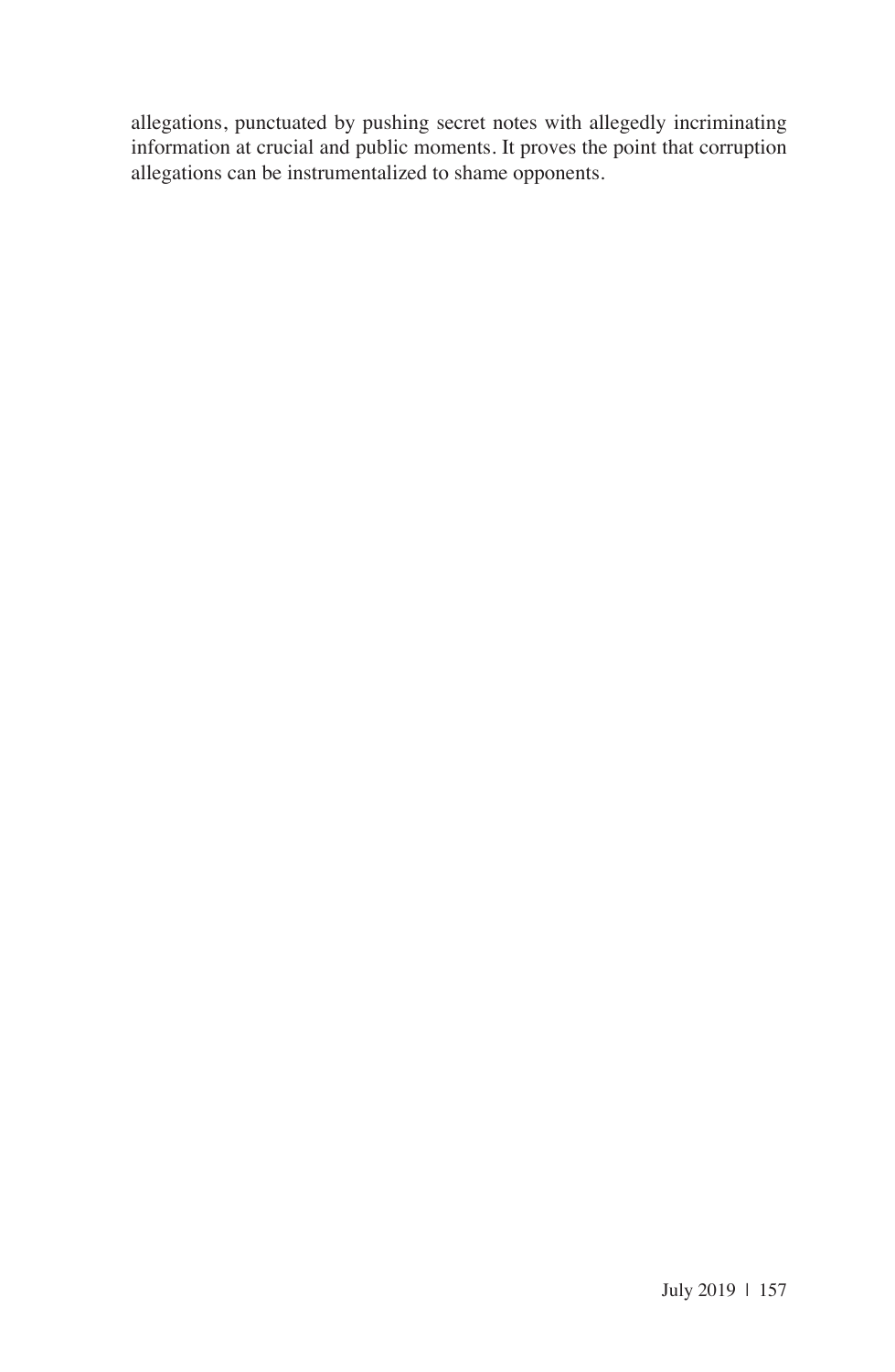allegations, punctuated by pushing secret notes with allegedly incriminating information at crucial and public moments. It proves the point that corruption allegations can be instrumentalized to shame opponents.